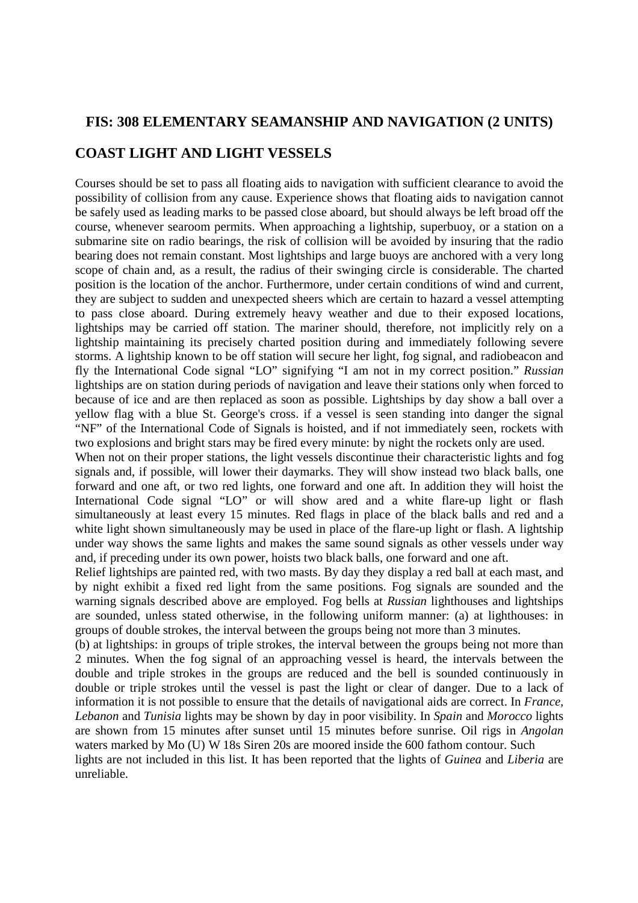## FIS: 308 ELEMENTARY SEAMANSHIP AND NAVIGATION (2 UNITS)

## COAST LIGHT AND LIGHT VESSELS

Courses should be set to pass all floating aids to navigation with sufficient clearance to avoid the possibility of collision from any cause. Experience shows that floating aids to navigation cannot be safely used as leading marks to be passed close aboard, but should always be left broad off the course, whenever searoom permits. When approaching a lightship, superbuoy, or a station on a submarine site on radio bearings, the risk of collision will be avoided by insuring that the radio bearing does not remain constant. Most lightships and large buoys are anchored with a very long scope of chain and, as a result, the radius of their swinging circle is considerable. The charted position is the location of the anchor. Furthermore, under certain conditions of wind and current, they are subject to sudden and unexpected sheers which are certain to hazard a vessel attempting to pass close aboard. During extremely heavy weather and due to their exposed locations, lightships may be carried off station. The mariner should, therefore, not implicitly rely on a lightship maintaining its precisely charted position during and immediately following severe storms. A lightship known to be off station will secure her light, fog signal, and radiobeacon and fly the International Code signal "LO" signifying "I am not in my correct position." *Russian* lightships are on station during periods of navigation and leave their stations only when forced to because of ice and are then replaced as soon as possible. Lightships by day show a ball over a yellow flag with a blue St. George's cross. if a vessel is seen standing into danger the signal "NF" of the International Code of Signals is hoisted, and if not immediately seen, rockets with two explosions and bright stars may be fired every minute: by night the rockets only are used.

When not on their proper stations, the light vessels discontinue their characteristic lights and fog signals and, if possible, will lower their daymarks. They will show instead two black balls, one forward and one aft, or two red lights, one forward and one aft. In addition they will hoist the International Code signal "LO" or will show ared and a white flare-up light or flash simultaneously at least every 15 minutes. Red flags in place of the black balls and red and a white light shown simultaneously may be used in place of the flare-up light or flash. A lightship under way shows the same lights and makes the same sound signals as other vessels under way and, if preceding under its own power, hoists two black balls, one forward and one aft.

Relief lightships are painted red, with two masts. By day they display a red ball at each mast, and by night exhibit a fixed red light from the same positions. Fog signals are sounded and the warning signals described above are employed. Fog bells at *Russian* lighthouses and lightships are sounded, unless stated otherwise, in the following uniform manner: (a) at lighthouses: in groups of double strokes, the interval between the groups being not more than 3 minutes.

(b) at lightships: in groups of triple strokes, the interval between the groups being not more than 2 minutes. When the fog signal of an approaching vessel is heard, the intervals between the double and triple strokes in the groups are reduced and the bell is sounded continuously in double or triple strokes until the vessel is past the light or clear of danger. Due to a lack of information it is not possible to ensure that the details of navigational aids are correct. In *France, Lebanon* and *Tunisia* lights may be shown by day in poor visibility. In *Spain* and *Morocco* lights are shown from 15 minutes after sunset until 15 minutes before sunrise. Oil rigs in *Angolan* waters marked by Mo (U) W 18s Siren 20s are moored inside the 600 fathom contour. Such lights are not included in this list. It has been reported that the lights of *Guinea* and *Liberia* are unreliable.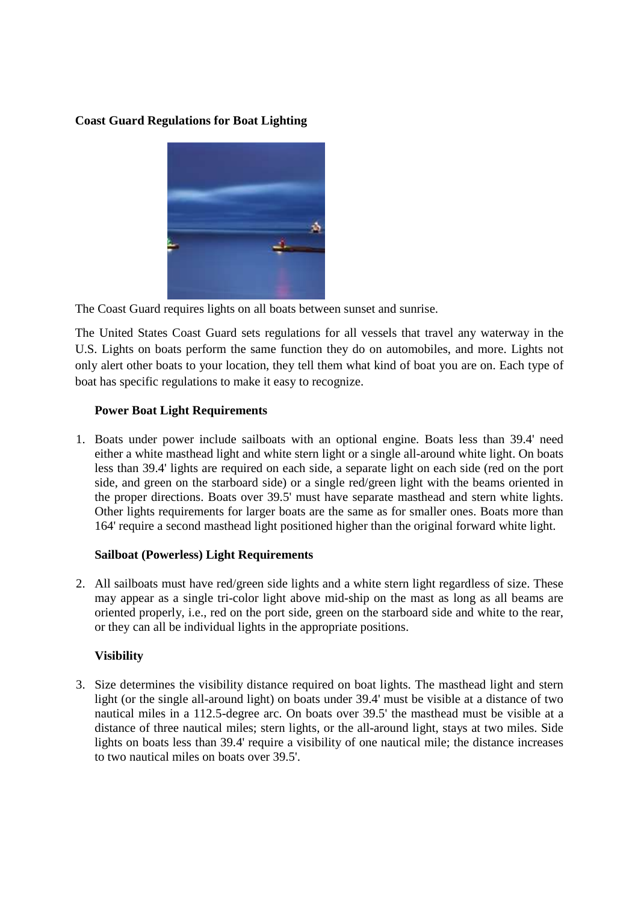**Coast Guard Regulations for Boat Lighting**

The Coast Guard requires lights on all boats between sunset and sunrise.

The United States Coast Guard sets regulations for all vessels that travel any waterway in the U.S. Lights on boats perform the same function they do on automobiles, and more. Lights not only alert other boats to your location, they tell them what kind of boat you are on. Each type of boat has specific regulations to make it easy to recognize.

**Power Boat Light Requirements**

1. Boats under power include sailboats with an optional engine. Boats less than 39.4' need either a white masthead light and white stern light or a single all-around white light. On boats less than 39.4' lights are required on each side, a separate light on each side (red on the port side, and green on the starboard side) or a single red/green light with the beams oriented in the proper directions. Boats over 39.5' must have separate masthead and stern white lights. Other lights requirements for larger boats are the same as for smaller ones. Boats more than 164' require a second masthead light positioned higher than the original forward white light.

**Sailboat (Powerless) Light Requirements**

2. All sailboats must have red/green side lights and a white stern light regardless of size. These may appear as a single tri-color light above mid-ship on the mast as long as all beams are oriented properly, i.e., red on the port side, green on the starboard side and white to the rear, or they can all be individual lights in the appropriate positions.

**Visibility**

3. Size determines the visibility distance required on boat lights. The masthead light and stern light (or the single all-around light) on boats under 39.4' must be visible at a distance of two nautical miles in a 112.5-degree arc. On boats over 39.5' the masthead must be visible at a distance of three nautical miles; stern lights, or the all-around light, stays at two miles. Side lights on boats less than 39.4' require a visibility of one nautical mile; the distance increases to two nautical miles on boats over 39.5'.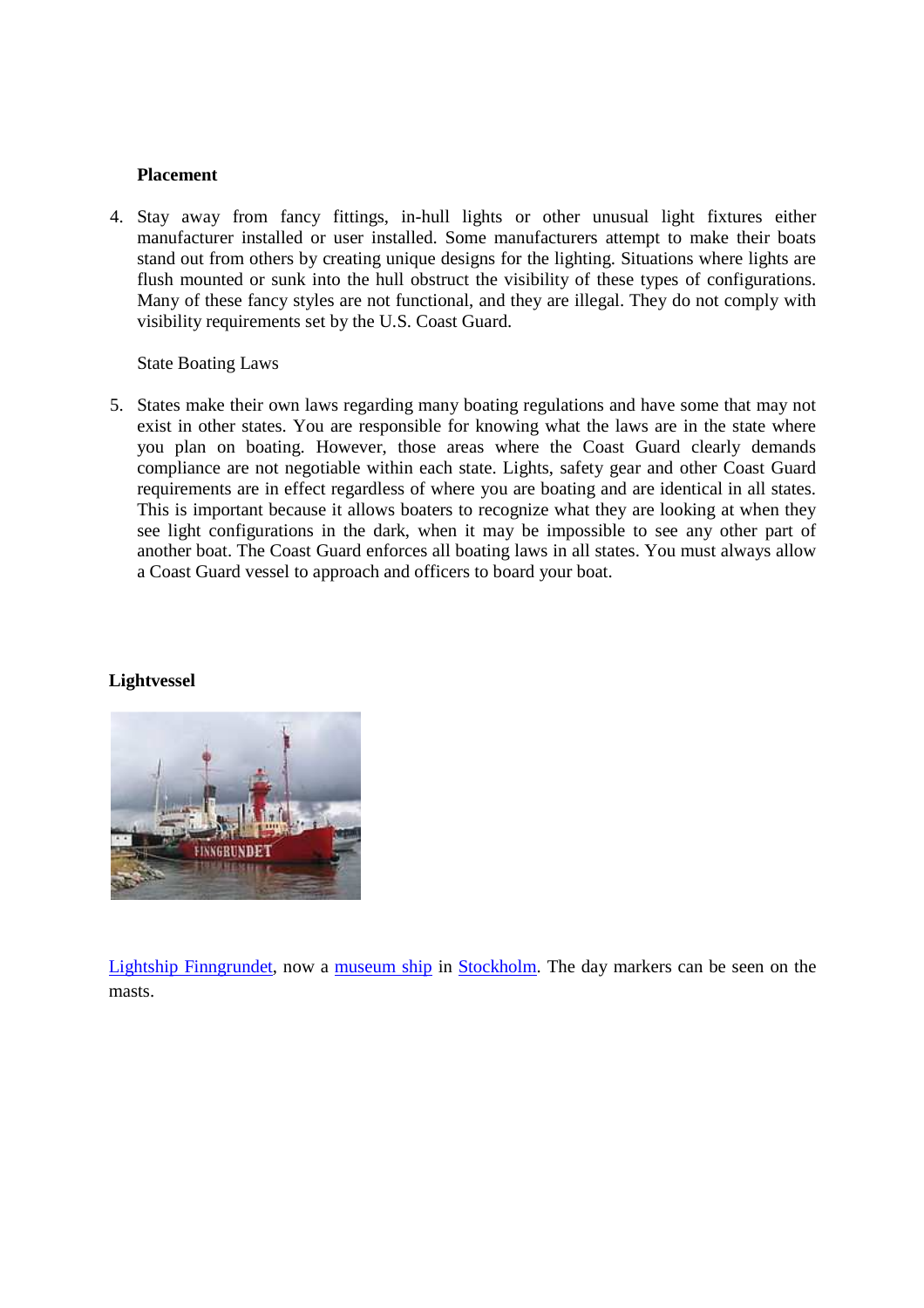**Placement**

4. Stay away from fancy fittings, in-hull lights or other unusual light fixtures either manufacturer installed or user installed. Some manufacturers attempt to make their boats stand out from others by creating unique designs for the lighting. Situations where lights are flush mounted or sunk into the hull obstruct the visibility of these types of configurations. Many of these fancy styles are not functional, and they are illegal. They do not comply with visibility requirements set by the U.S. Coast Guard.

State Boating Laws

5. States make their own laws regarding many boating regulations and have some that may not exist in other states. You are responsible for knowing what the laws are in the state where you plan on boating. However, those areas where the Coast Guard clearly demands compliance are not negotiable within each state. Lights, safety gear and other Coast Guard requirements are in effect regardless of where you are boating and are identical in all states. This is important because it allows boaters to recognize what they are looking at when they see light configurations in the dark, when it may be impossible to see any other part of another boat. The Coast Guard enforces all boating laws in all states. You must always allow a Coast Guard vessel to approach and officers to board your boat.

**Lightvessel**

Lightship Finngrundet, now a museum ship in Stockholm. The day markers can be seen on the masts.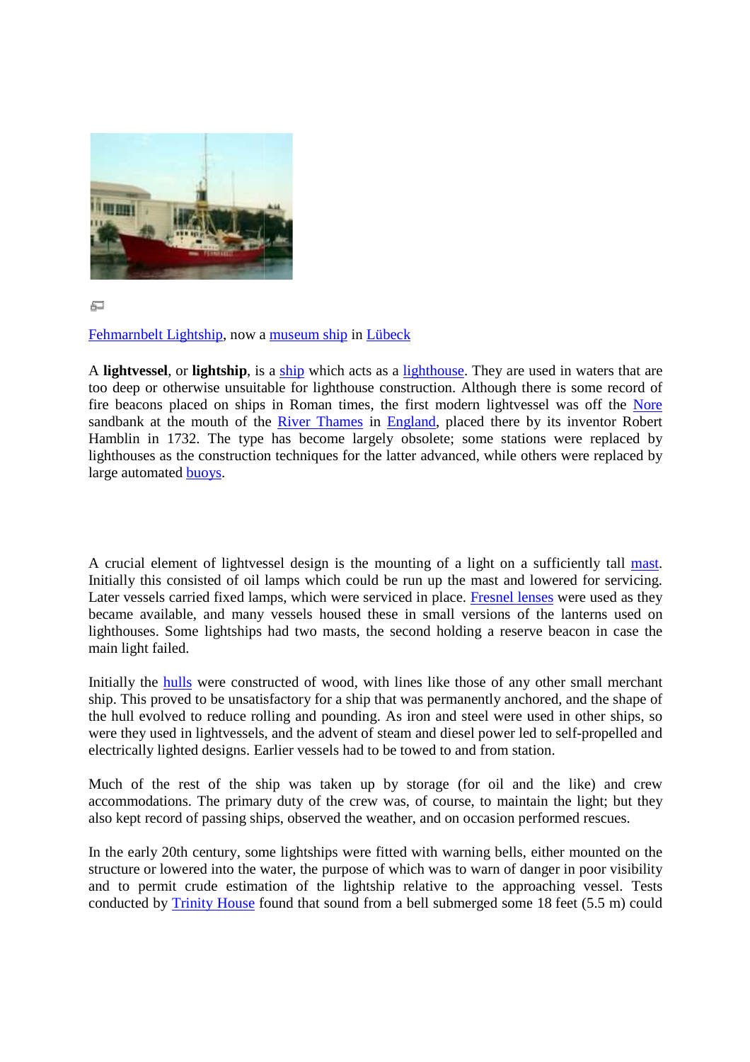Fehmarnbelt Lightship, now a museum ship in Lübeck

A **lightvessel**, or **lightship**, is a ship which acts as a lighthouse. They are used in waters that are too deep or otherwise unsuitable for lighthouse construction. Although there is some record of fire beacons placed on ships in Roman times, the first modern lightvessel was off the Nore sandbank at the mouth of the River Thames in England, placed there by its inventor Robert Hamblin in 1732. The type has become largely obsolete; some stations were replaced by lighthouses as the construction techniques for the latter advanced, while others were replaced by large automated buoys.

A crucial element of lightvessel design is the mounting of a light on a sufficiently tall mast. Initially this consisted of oil lamps which could be run up the mast and lowered for servicing. Later vessels carried fixed lamps, which were serviced in place. Fresnel lenses were used as they became available, and many vessels housed these in small versions of the lanterns used on lighthouses. Some lightships had two masts, the second holding a reserve beacon in case the main light failed.

Initially the hulls were constructed of wood, with lines like those of any other small merchant ship. This proved to be unsatisfactory for a ship that was permanently anchored, and the shape of the hull evolved to reduce rolling and pounding. As iron and steel were used in other ships, so were they used in lightvessels, and the advent of steam and diesel power led to self-propelled and electrically lighted designs. Earlier vessels had to be towed to and from station.

Much of the rest of the ship was taken up by storage (for oil and the like) and crew accommodations. The primary duty of the crew was, of course, to maintain the light; but they also kept record of passing ships, observed the weather, and on occasion performed rescues.

In the early 20th century, some lightships were fitted with warning bells, either mounted on the structure or lowered into the water, the purpose of which was to warn of danger in poor visibility and to permit crude estimation of the lightship relative to the approaching vessel. Tests conducted by Trinity House found that sound from a bell submerged some 18 feet (5.5 m) could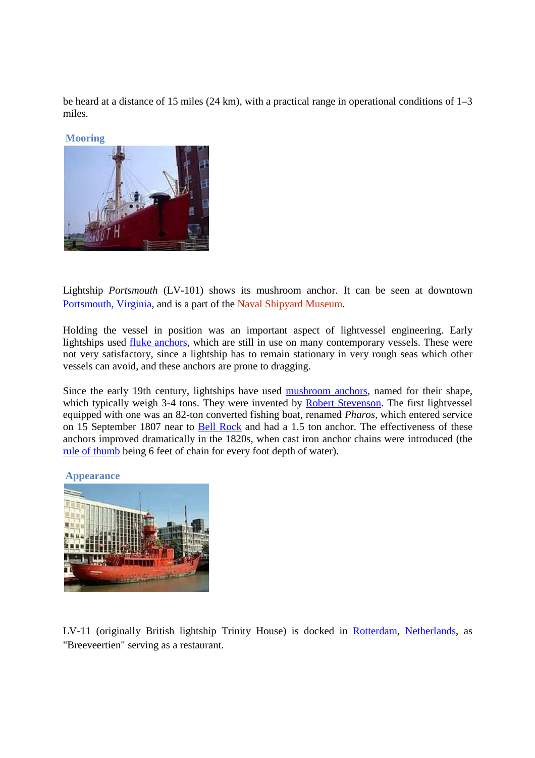be heard at a distance of 15 miles (24 km), with a practical range in operational conditions of 1–3 miles.

## Mooring

Lightship *Portsmouth* (LV-101) shows its mushroom anchor. It can be seen at downtown Portsmouth, Virginia, and is a part of the Naval Shipyard Museum.

Holding the vessel in position was an important aspect of lightvessel engineering. Early lightships used fluke anchors, which are still in use on many contemporary vessels. These were not very satisfactory, since a lightship has to remain stationary in very rough seas which other vessels can avoid, and these anchors are prone to dragging.

Since the early 19th century, lightships have used mushroom anchors, named for their shape, which typically weigh 3-4 tons. They were invented by Robert Stevenson. The first lightvessel equipped with one was an 82-ton converted fishing boat, renamed *Pharos*, which entered service on 15 September 1807 near to Bell Rock and had a 1.5 ton anchor. The effectiveness of these anchors improved dramatically in the 1820s, when cast iron anchor chains were introduced (the rule of thumb being 6 feet of chain for every foot depth of water).

## Appearance

LV-11 (originally British lightship Trinity House) is docked in Rotterdam, Netherlands, as "Breeveertien" serving as a restaurant.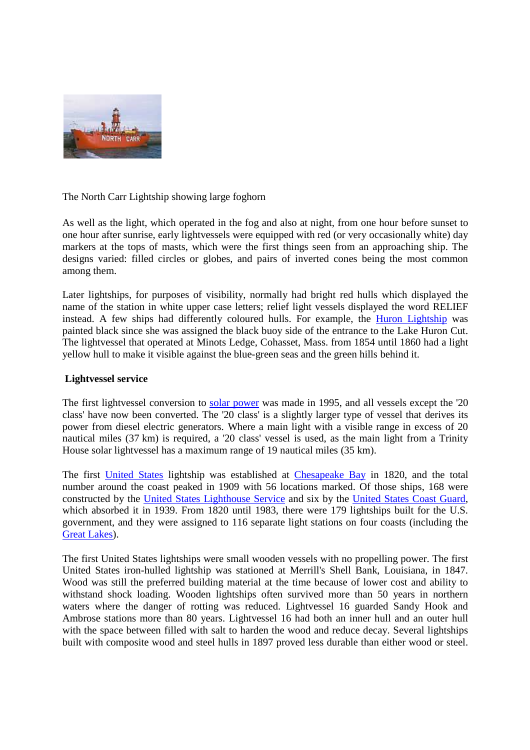The North Carr Lightship showing large foghorn

As well as the light, which operated in the fog and also at night, from one hour before sunset to one hour after sunrise, early lightvessels were equipped with red (or very occasionally white) day markers at the tops of masts, which were the first things seen from an approaching ship. The designs varied: filled circles or globes, and pairs of inverted cones being the most common among them.

Later lightships, for purposes of visibility, normally had bright red hulls which displayed the name of the station in white upper case letters; relief light vessels displayed the word RELIEF instead. A few ships had differently coloured hulls. For example, the Huron Lightship was painted black since she was assigned the black buoy side of the entrance to the Lake Huron Cut. The lightvessel that operated at Minots Ledge, Cohasset, Mass. from 1854 until 1860 had a light yellow hull to make it visible against the blue-green seas and the green hills behind it.

## Lightvessel service

The first lightvessel conversion to solar power was made in 1995, and all vessels except the '20 class' have now been converted. The '20 class' is a slightly larger type of vessel that derives its power from diesel electric generators. Where a main light with a visible range in excess of 20 nautical miles (37 km) is required, a '20 class' vessel is used, as the main light from a Trinity House solar lightvessel has a maximum range of 19 nautical miles (35 km).

The first United States lightship was established at Chesapeake Bay in 1820, and the total number around the coast peaked in 1909 with 56 locations marked. Of those ships, 168 were constructed by the United States Lighthouse Service and six by the United States Coast Guard, which absorbed it in 1939. From 1820 until 1983, there were 179 lightships built for the U.S. government, and they were assigned to 116 separate light stations on four coasts (including the Great Lakes).

The first United States lightships were small wooden vessels with no propelling power. The first United States iron-hulled lightship was stationed at Merrill's Shell Bank, Louisiana, in 1847. Wood was still the preferred building material at the time because of lower cost and ability to withstand shock loading. Wooden lightships often survived more than 50 years in northern waters where the danger of rotting was reduced. Lightvessel 16 guarded Sandy Hook and Ambrose stations more than 80 years. Lightvessel 16 had both an inner hull and an outer hull with the space between filled with salt to harden the wood and reduce decay. Several lightships built with composite wood and steel hulls in 1897 proved less durable than either wood or steel.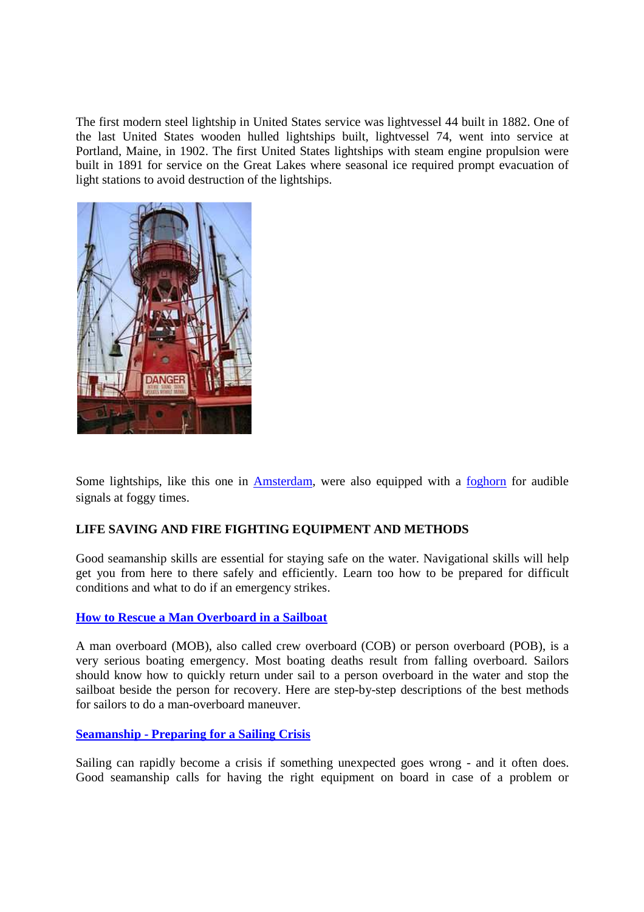The first modern steel lightship in United States service was lightvessel 44 built in 1882. One of the last United States wooden hulled lightships built, lightvessel 74, went into service at Portland, Maine, in 1902. The first United States lightships with steam engine propulsion were built in 1891 for service on the Great Lakes where seasonal ice required prompt evacuation of light stations to avoid destruction of the lightships.

Some lightships, like this one in Amsterdam, were also equipped with a foghorn for audible signals at foggy times.

**LIFE SAVING AND FIRE FIGHTING EQUIPMENT AND METHODS**

Good seamanship skills are essential for staying safe on the water. Navigational skills will help get you from here to there safely and efficiently. Learn too how to be prepared for difficult conditions and what to do if an emergency strikes.

**How to Rescue a Man Overboard in a Sailboat**

A man overboard (MOB), also called crew overboard (COB) or person overboard (POB), is a very serious boating emergency. Most boating deaths result from falling overboard. Sailors should know how to quickly return under sail to a person overboard in the water and stop the sailboat beside the person for recovery. Here are step-by-step descriptions of the best methods for sailors to do a man-overboard maneuver.

**Seamanship - Preparing for a Sailing Crisis**

Sailing can rapidly become a crisis if something unexpected goes wrong - and it often does. Good seamanship calls for having the right equipment on board in case of a problem or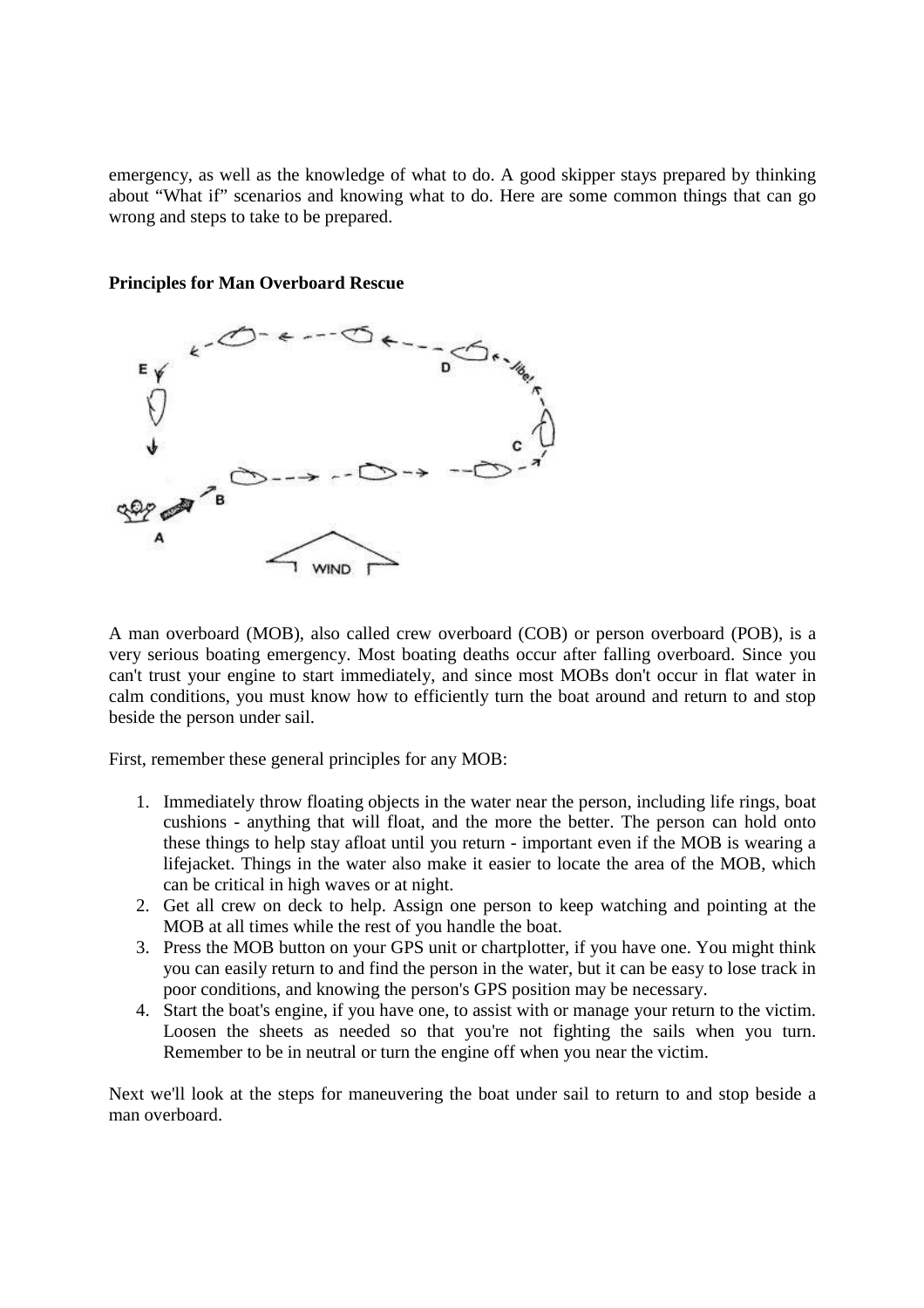emergency, as well as the knowledge of what to do. A good skipper stays prepared by thinking about “What if” scenarios and knowing what to do. Here are some common things that can go wrong and steps to take to be prepared.

**Principles for Man Overboard Rescue**

A man overboard (MOB), also called crew overboard (COB) or person overboard (POB), is a very serious boating emergency. Most boating deaths occur after falling overboard. Since you can't trust your engine to start immediately, and since most MOBs don't occur in flat water in calm conditions, you must know how to efficiently turn the boat around and return to and stop beside the person under sail.

First, remember these general principles for any MOB:

1. Immediately throw floating objects in the water near the person, including life rings, boat cushions - anything that will float, and the more the better. The person can hold onto these things to help stay afloat until you return - important even if the MOB is wearing a lifejacket. Things in the water also make it easier to locate the area of the MOB, which can be critical in high waves or at night.
2. Get all crew on deck to help. Assign one person to keep watching and pointing at the MOB at all times while the rest of you handle the boat.
3. Press the MOB button on your GPS unit or chartplotter, if you have one. You might think you can easily return to and find the person in the water, but it can be easy to lose track in poor conditions, and knowing the person's GPS position may be necessary.
4. Start the boat's engine, if you have one, to assist with or manage your return to the victim. Loosen the sheets as needed so that you're not fighting the sails when you turn. Remember to be in neutral or turn the engine off when you near the victim.

Next we'll look at the steps for maneuvering the boat under sail to return to and stop beside a man overboard.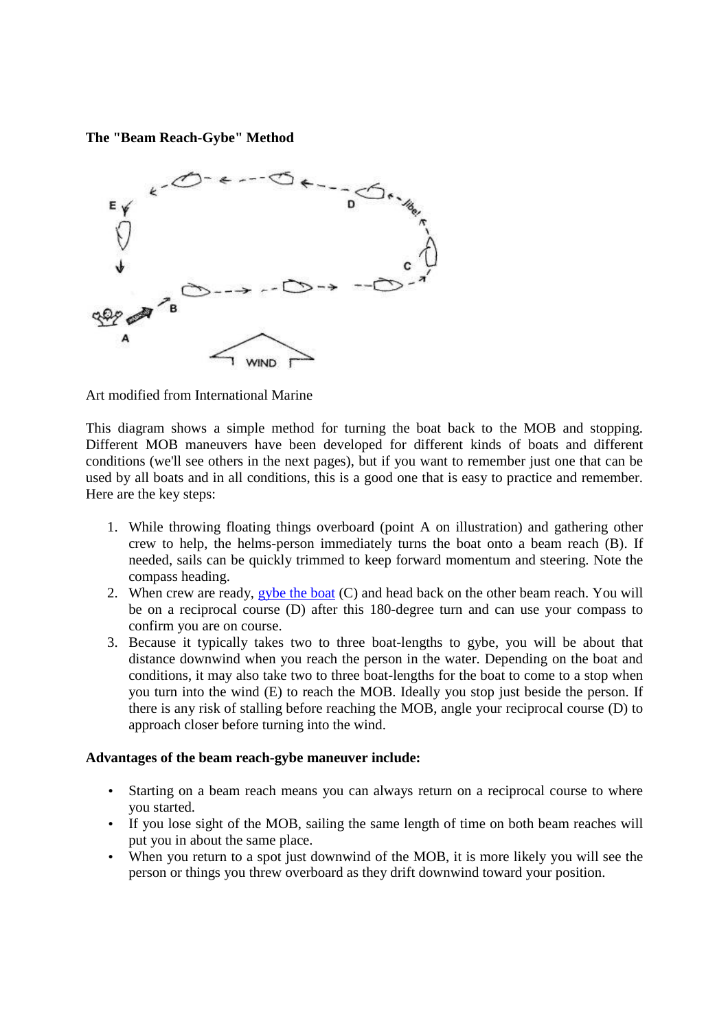**The "Beam Reach-Gybe" Method**

Art modified from International Marine

This diagram shows a simple method for turning the boat back to the MOB and stopping. Different MOB maneuvers have been developed for different kinds of boats and different conditions (we'll see others in the next pages), but if you want to remember just one that can be used by all boats and in all conditions, this is a good one that is easy to practice and remember. Here are the key steps:

1. While throwing floating things overboard (point A on illustration) and gathering other crew to help, the helms-person immediately turns the boat onto a beam reach (B). If needed, sails can be quickly trimmed to keep forward momentum and steering. Note the compass heading.
2. When crew are ready, gybe the boat (C) and head back on the other beam reach. You will be on a reciprocal course (D) after this 180-degree turn and can use your compass to confirm you are on course.
3. Because it typically takes two to three boat-lengths to gybe, you will be about that distance downwind when you reach the person in the water. Depending on the boat and conditions, it may also take two to three boat-lengths for the boat to come to a stop when you turn into the wind (E) to reach the MOB. Ideally you stop just beside the person. If there is any risk of stalling before reaching the MOB, angle your reciprocal course (D) to approach closer before turning into the wind.

**Advantages of the beam reach-gybe maneuver include:**

- Starting on a beam reach means you can always return on a reciprocal course to where you started.
- If you lose sight of the MOB, sailing the same length of time on both beam reaches will put you in about the same place.
- When you return to a spot just downwind of the MOB, it is more likely you will see the person or things you threw overboard as they drift downwind toward your position.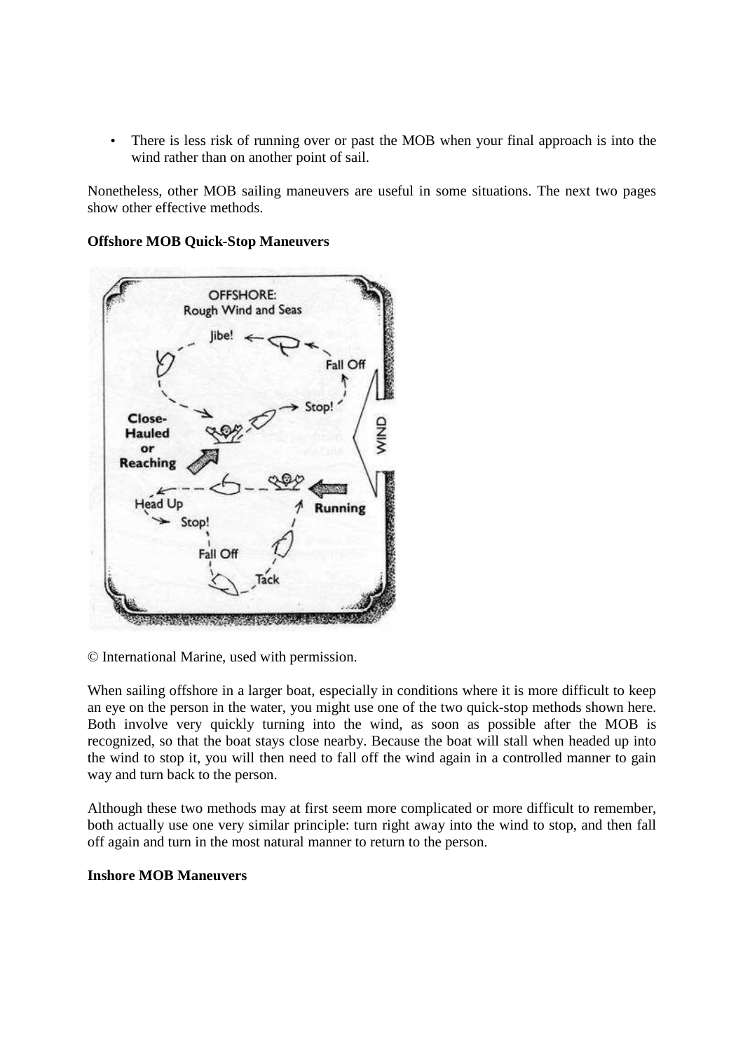- There is less risk of running over or past the MOB when your final approach is into the wind rather than on another point of sail.

Nonetheless, other MOB sailing maneuvers are useful in some situations. The next two pages show other effective methods.

**Offshore MOB Quick-Stop Maneuvers**

© International Marine, used with permission.

When sailing offshore in a larger boat, especially in conditions where it is more difficult to keep an eye on the person in the water, you might use one of the two quick-stop methods shown here. Both involve very quickly turning into the wind, as soon as possible after the MOB is recognized, so that the boat stays close nearby. Because the boat will stall when headed up into the wind to stop it, you will then need to fall off the wind again in a controlled manner to gain way and turn back to the person.

Although these two methods may at first seem more complicated or more difficult to remember, both actually use one very similar principle: turn right away into the wind to stop, and then fall off again and turn in the most natural manner to return to the person.

**Inshore MOB Maneuvers**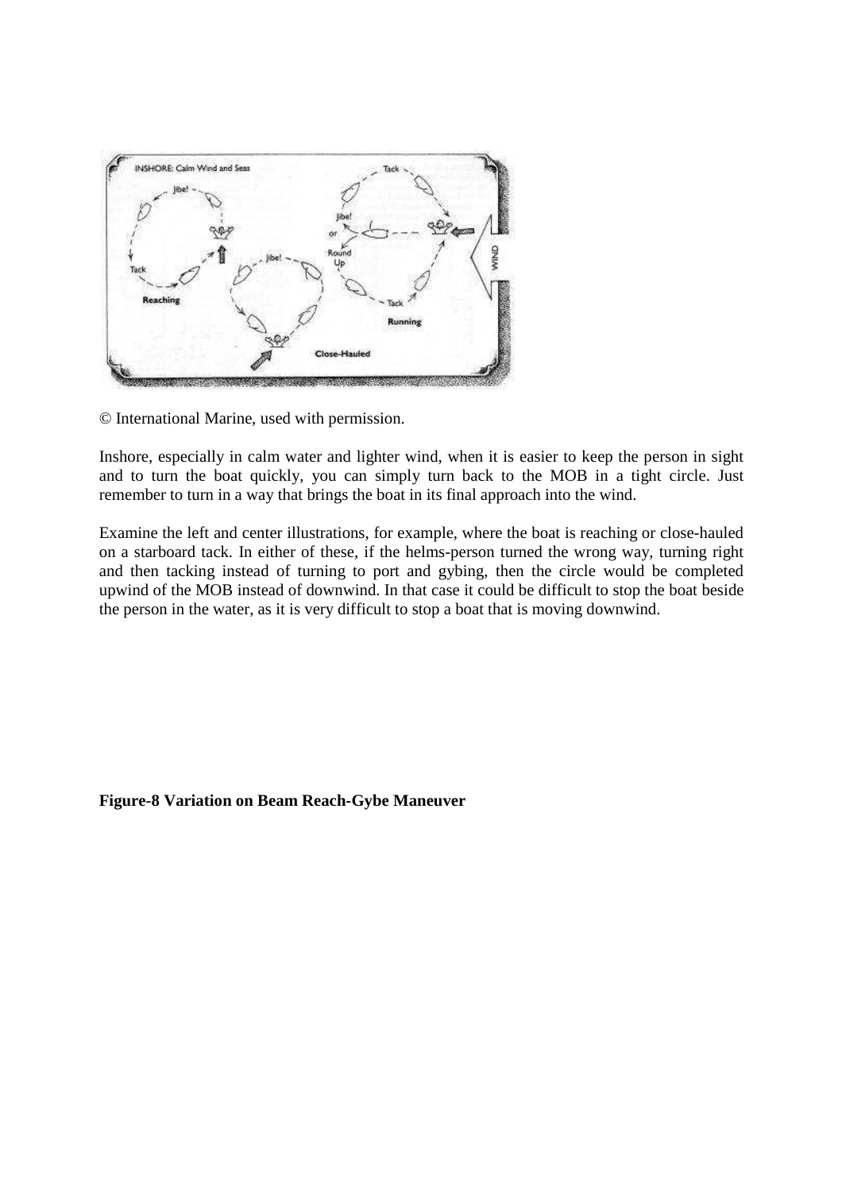© International Marine, used with permission.

Inshore, especially in calm water and lighter wind, when it is easier to keep the person in sight and to turn the boat quickly, you can simply turn back to the MOB in a tight circle. Just remember to turn in a way that brings the boat in its final approach into the wind.

Examine the left and center illustrations, for example, where the boat is reaching or close-hauled on a starboard tack. In either of these, if the helms-person turned the wrong way, turning right and then tacking instead of turning to port and gybing, then the circle would be completed upwind of the MOB instead of downwind. In that case it could be difficult to stop the boat beside the person in the water, as it is very difficult to stop a boat that is moving downwind.

**Figure-8 Variation on Beam Reach-Gybe Maneuver**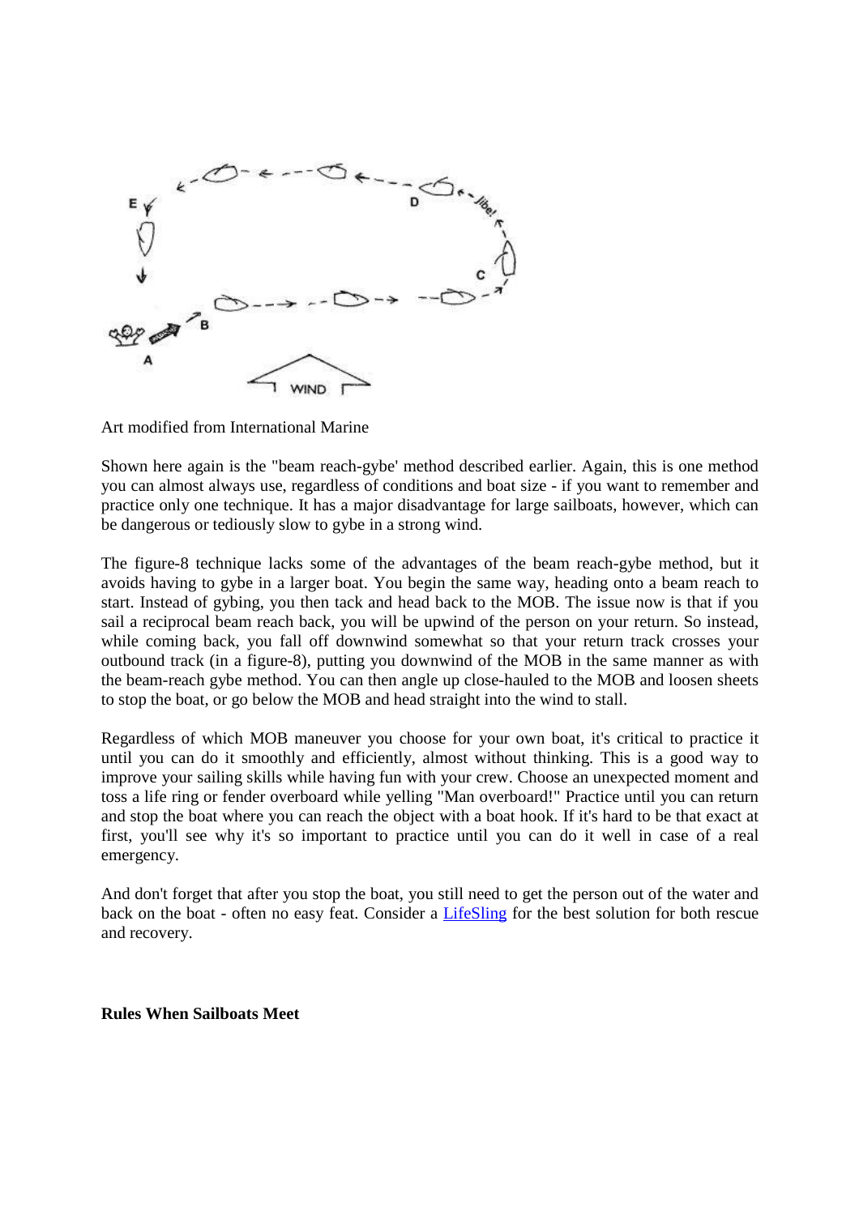Art modified from International Marine

Shown here again is the "beam reach-gybe' method described earlier. Again, this is one method you can almost always use, regardless of conditions and boat size - if you want to remember and practice only one technique. It has a major disadvantage for large sailboats, however, which can be dangerous or tediously slow to gybe in a strong wind.

The figure-8 technique lacks some of the advantages of the beam reach-gybe method, but it avoids having to gybe in a larger boat. You begin the same way, heading onto a beam reach to start. Instead of gybing, you then tack and head back to the MOB. The issue now is that if you sail a reciprocal beam reach back, you will be upwind of the person on your return. So instead, while coming back, you fall off downwind somewhat so that your return track crosses your outbound track (in a figure-8), putting you downwind of the MOB in the same manner as with the beam-reach gybe method. You can then angle up close-hauled to the MOB and loosen sheets to stop the boat, or go below the MOB and head straight into the wind to stall.

Regardless of which MOB maneuver you choose for your own boat, it's critical to practice it until you can do it smoothly and efficiently, almost without thinking. This is a good way to improve your sailing skills while having fun with your crew. Choose an unexpected moment and toss a life ring or fender overboard while yelling "Man overboard!" Practice until you can return and stop the boat where you can reach the object with a boat hook. If it's hard to be that exact at first, you'll see why it's so important to practice until you can do it well in case of a real emergency.

And don't forget that after you stop the boat, you still need to get the person out of the water and back on the boat - often no easy feat. Consider a LifeSling for the best solution for both rescue and recovery.

**Rules When Sailboats Meet**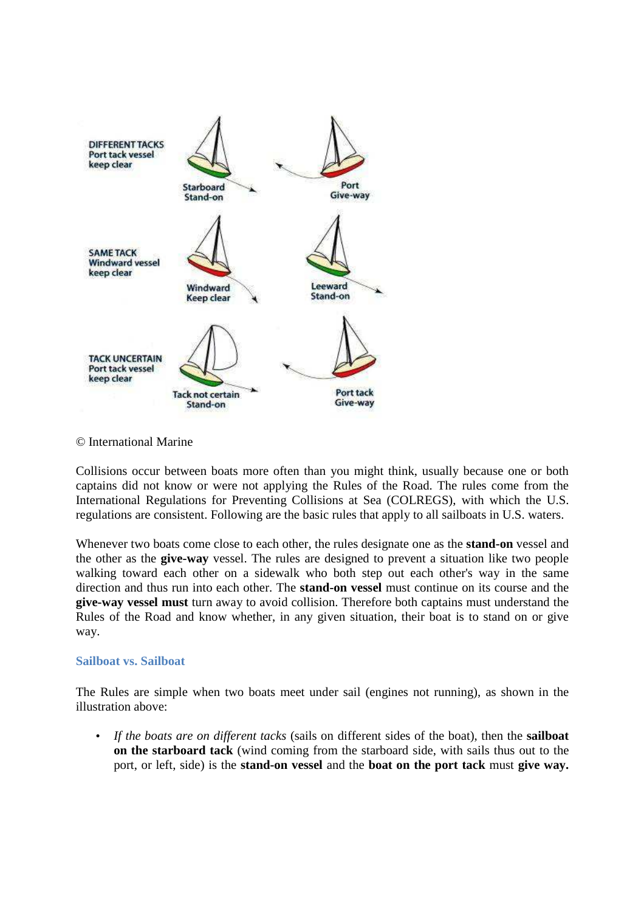© International Marine

Collisions occur between boats more often than you might think, usually because one or both captains did not know or were not applying the Rules of the Road. The rules come from the International Regulations for Preventing Collisions at Sea (COLREGS), with which the U.S. regulations are consistent. Following are the basic rules that apply to all sailboats in U.S. waters.

Whenever two boats come close to each other, the rules designate one as the **stand-on** vessel and the other as the **give-way** vessel. The rules are designed to prevent a situation like two people walking toward each other on a sidewalk who both step out each other's way in the same direction and thus run into each other. The **stand-on vessel** must continue on its course and the **give-way vessel must** turn away to avoid collision. Therefore both captains must understand the Rules of the Road and know whether, in any given situation, their boat is to stand on or give way.

### Sailboat vs. Sailboat

The Rules are simple when two boats meet under sail (engines not running), as shown in the illustration above:

- *If the boats are on different tacks* (sails on different sides of the boat), then the **sailboat on the starboard tack** (wind coming from the starboard side, with sails thus out to the port, or left, side) is the **stand-on vessel** and the **boat on the port tack** must **give way.**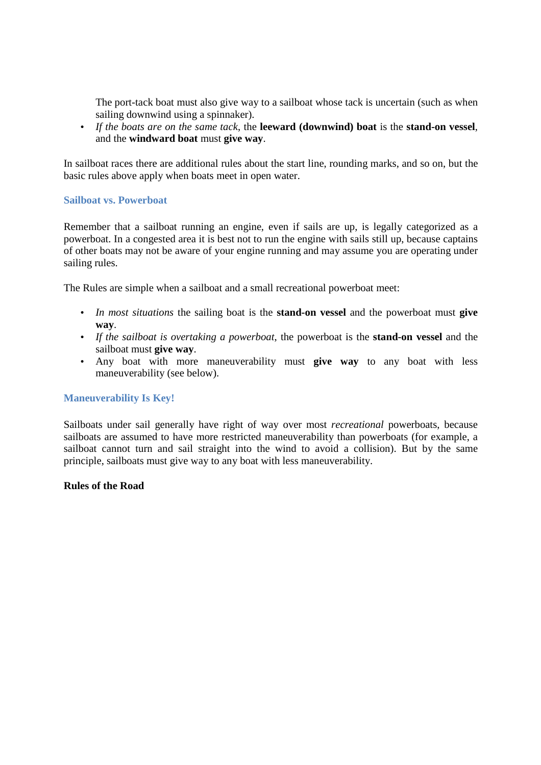The port-tack boat must also give way to a sailboat whose tack is uncertain (such as when sailing downwind using a spinnaker).

- *If the boats are on the same tack*, the **leeward (downwind) boat** is the **stand-on vessel**, and the **windward boat** must **give way**.

In sailboat races there are additional rules about the start line, rounding marks, and so on, but the basic rules above apply when boats meet in open water.

### Sailboat vs. Powerboat

Remember that a sailboat running an engine, even if sails are up, is legally categorized as a powerboat. In a congested area it is best not to run the engine with sails still up, because captains of other boats may not be aware of your engine running and may assume you are operating under sailing rules.

The Rules are simple when a sailboat and a small recreational powerboat meet:

- *In most situations* the sailing boat is the **stand-on vessel** and the powerboat must **give way**.
- *If the sailboat is overtaking a powerboat*, the powerboat is the **stand-on vessel** and the sailboat must **give way**.
- Any boat with more maneuverability must **give way** to any boat with less maneuverability (see below).

### Maneuverability Is Key!

Sailboats under sail generally have right of way over most *recreational* powerboats, because sailboats are assumed to have more restricted maneuverability than powerboats (for example, a sailboat cannot turn and sail straight into the wind to avoid a collision). But by the same principle, sailboats must give way to any boat with less maneuverability.

**Rules of the Road**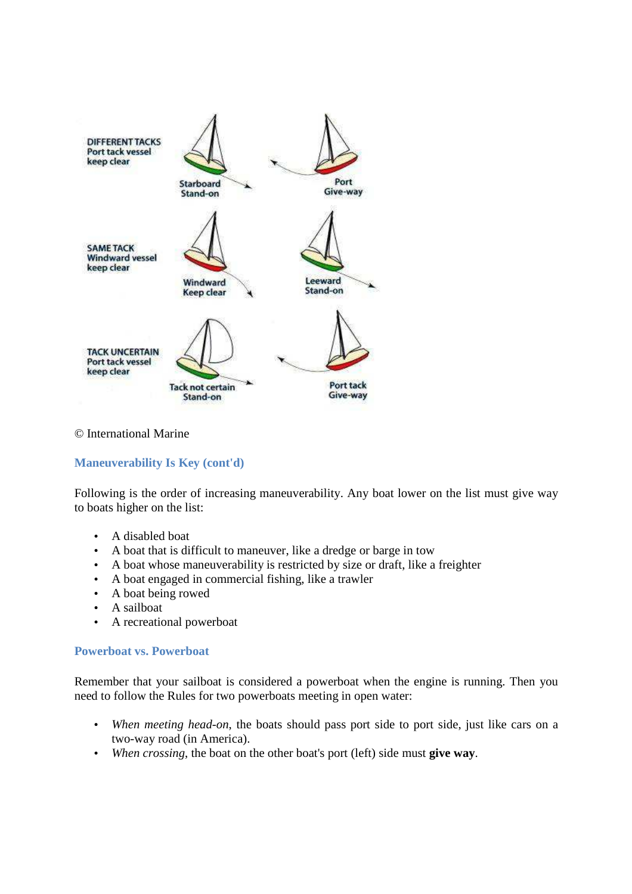DIFFERENT TACKS
Port tack vessel
keep clear

Starboard
Stand-on

Port
Give-way

SAME TACK
Windward vessel
keep clear

Windward
Keep clear

Leeward
Stand-on

TACK UNCERTAIN
Port tack vessel
keep clear

Tack not certain
Stand-on

Port tack
Give-way

© International Marine

### Maneuverability Is Key (cont'd)

Following is the order of increasing maneuverability. Any boat lower on the list must give way to boats higher on the list:

- A disabled boat
- A boat that is difficult to maneuver, like a dredge or barge in tow
- A boat whose maneuverability is restricted by size or draft, like a freighter
- A boat engaged in commercial fishing, like a trawler
- A boat being rowed
- A sailboat
- A recreational powerboat

### Powerboat vs. Powerboat

Remember that your sailboat is considered a powerboat when the engine is running. Then you need to follow the Rules for two powerboats meeting in open water:

- *When meeting head-on*, the boats should pass port side to port side, just like cars on a two-way road (in America).
- *When crossing*, the boat on the other boat's port (left) side must **give way**.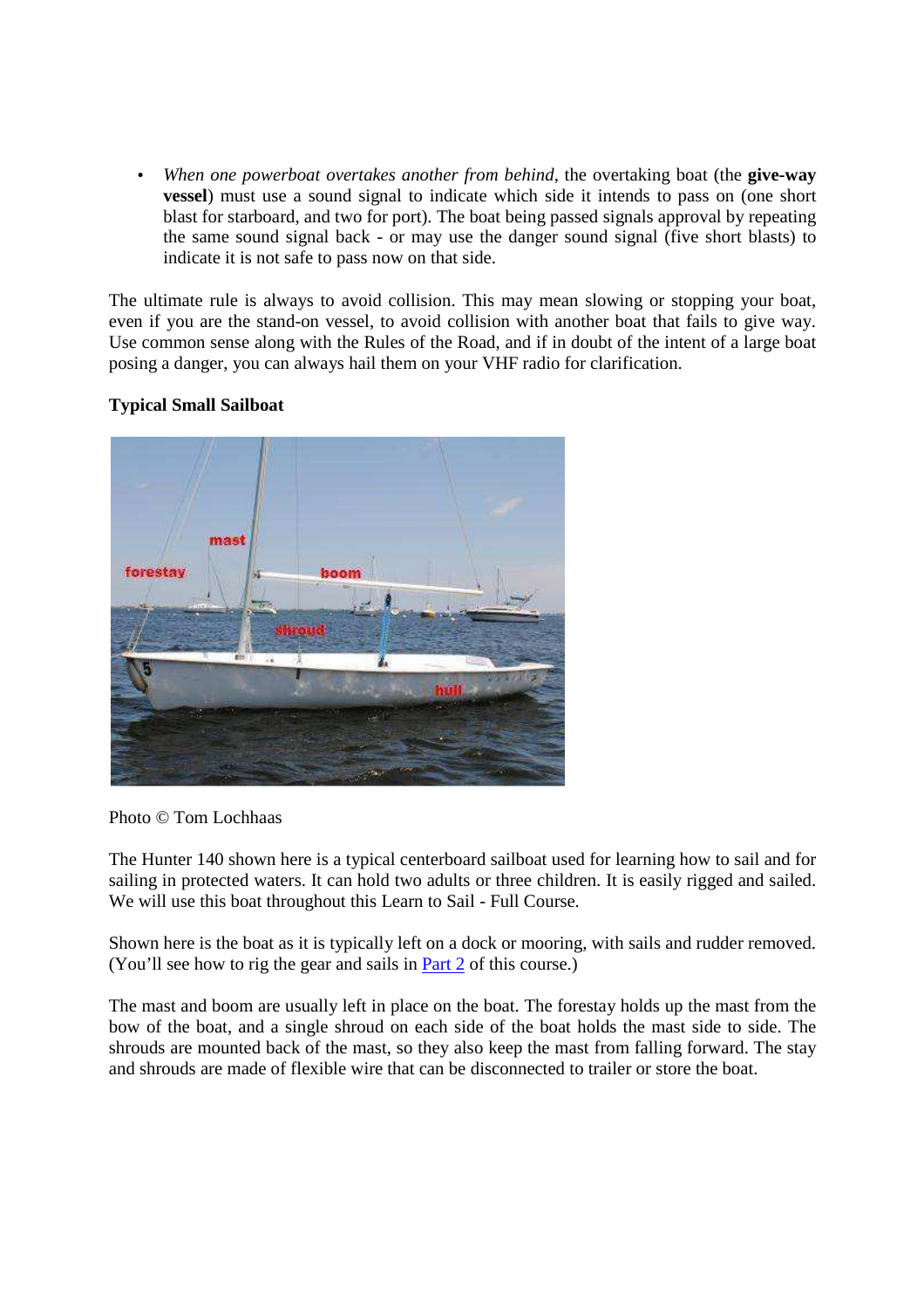- *When one powerboat overtakes another from behind*, the overtaking boat (the **give-way vessel**) must use a sound signal to indicate which side it intends to pass on (one short blast for starboard, and two for port). The boat being passed signals approval by repeating the same sound signal back - or may use the danger sound signal (five short blasts) to indicate it is not safe to pass now on that side.

The ultimate rule is always to avoid collision. This may mean slowing or stopping your boat, even if you are the stand-on vessel, to avoid collision with another boat that fails to give way. Use common sense along with the Rules of the Road, and if in doubt of the intent of a large boat posing a danger, you can always hail them on your VHF radio for clarification.

**Typical Small Sailboat**

Photo © Tom Lochhaas

The Hunter 140 shown here is a typical centerboard sailboat used for learning how to sail and for sailing in protected waters. It can hold two adults or three children. It is easily rigged and sailed. We will use this boat throughout this Learn to Sail - Full Course.

Shown here is the boat as it is typically left on a dock or mooring, with sails and rudder removed. (You'll see how to rig the gear and sails in Part 2 of this course.)

The mast and boom are usually left in place on the boat. The forestay holds up the mast from the bow of the boat, and a single shroud on each side of the boat holds the mast side to side. The shrouds are mounted back of the mast, so they also keep the mast from falling forward. The stay and shrouds are made of flexible wire that can be disconnected to trailer or store the boat.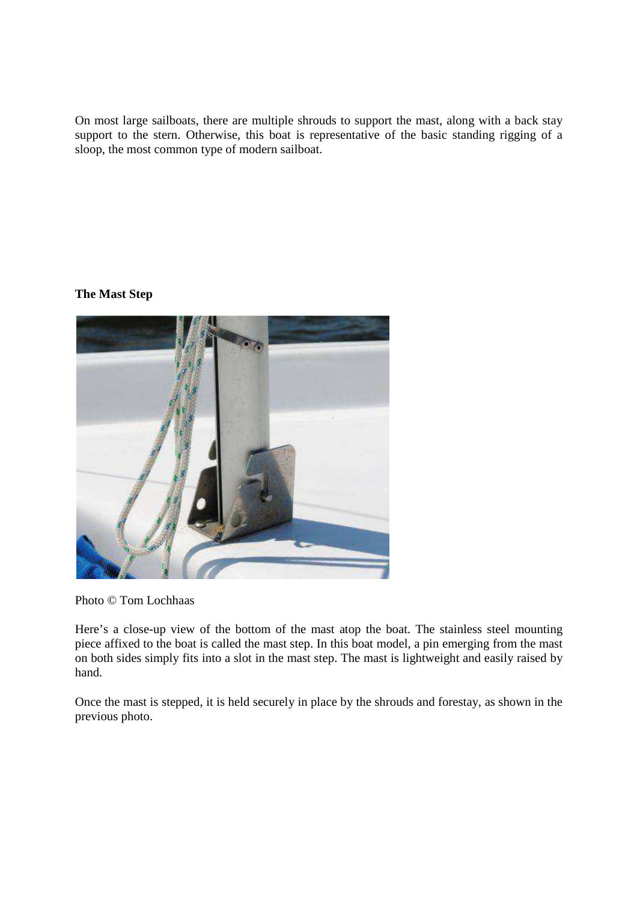On most large sailboats, there are multiple shrouds to support the mast, along with a back stay support to the stern. Otherwise, this boat is representative of the basic standing rigging of a sloop, the most common type of modern sailboat.

**The Mast Step**

Photo © Tom Lochhaas

Here's a close-up view of the bottom of the mast atop the boat. The stainless steel mounting piece affixed to the boat is called the mast step. In this boat model, a pin emerging from the mast on both sides simply fits into a slot in the mast step. The mast is lightweight and easily raised by hand.

Once the mast is stepped, it is held securely in place by the shrouds and forestay, as shown in the previous photo.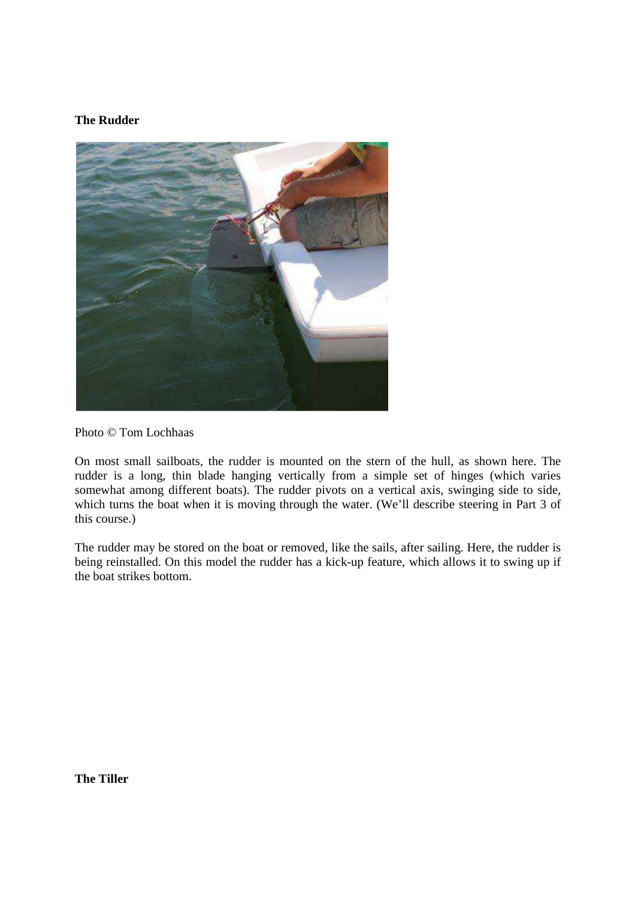**The Rudder**

Photo © Tom Lochhaas

On most small sailboats, the rudder is mounted on the stern of the hull, as shown here. The rudder is a long, thin blade hanging vertically from a simple set of hinges (which varies somewhat among different boats). The rudder pivots on a vertical axis, swinging side to side, which turns the boat when it is moving through the water. (We'll describe steering in Part 3 of this course.)

The rudder may be stored on the boat or removed, like the sails, after sailing. Here, the rudder is being reinstalled. On this model the rudder has a kick-up feature, which allows it to swing up if the boat strikes bottom.

**The Tiller**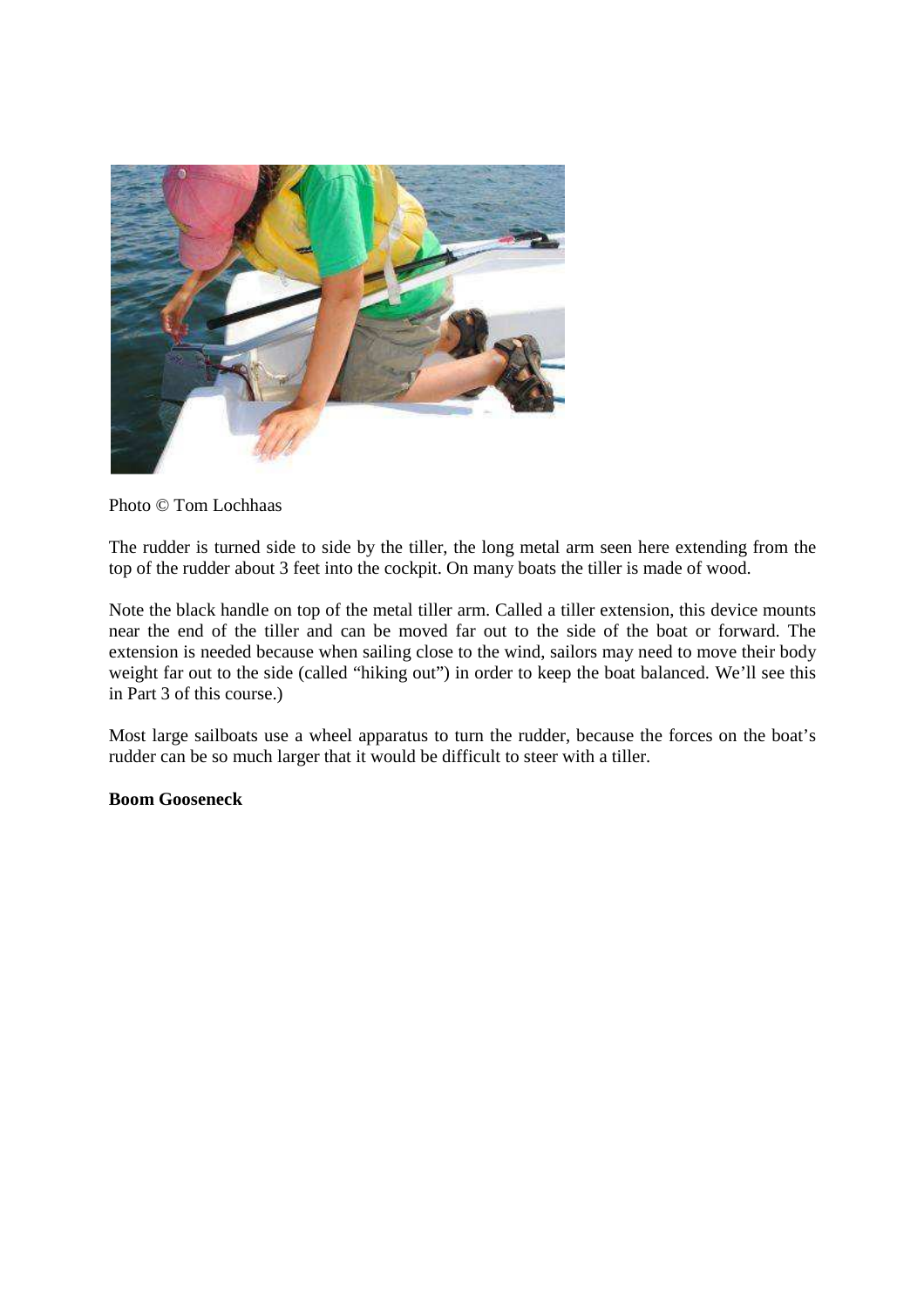Photo © Tom Lochhaas

The rudder is turned side to side by the tiller, the long metal arm seen here extending from the top of the rudder about 3 feet into the cockpit. On many boats the tiller is made of wood.

Note the black handle on top of the metal tiller arm. Called a tiller extension, this device mounts near the end of the tiller and can be moved far out to the side of the boat or forward. The extension is needed because when sailing close to the wind, sailors may need to move their body weight far out to the side (called "hiking out") in order to keep the boat balanced. We'll see this in Part 3 of this course.)

Most large sailboats use a wheel apparatus to turn the rudder, because the forces on the boat's rudder can be so much larger that it would be difficult to steer with a tiller.

**Boom Gooseneck**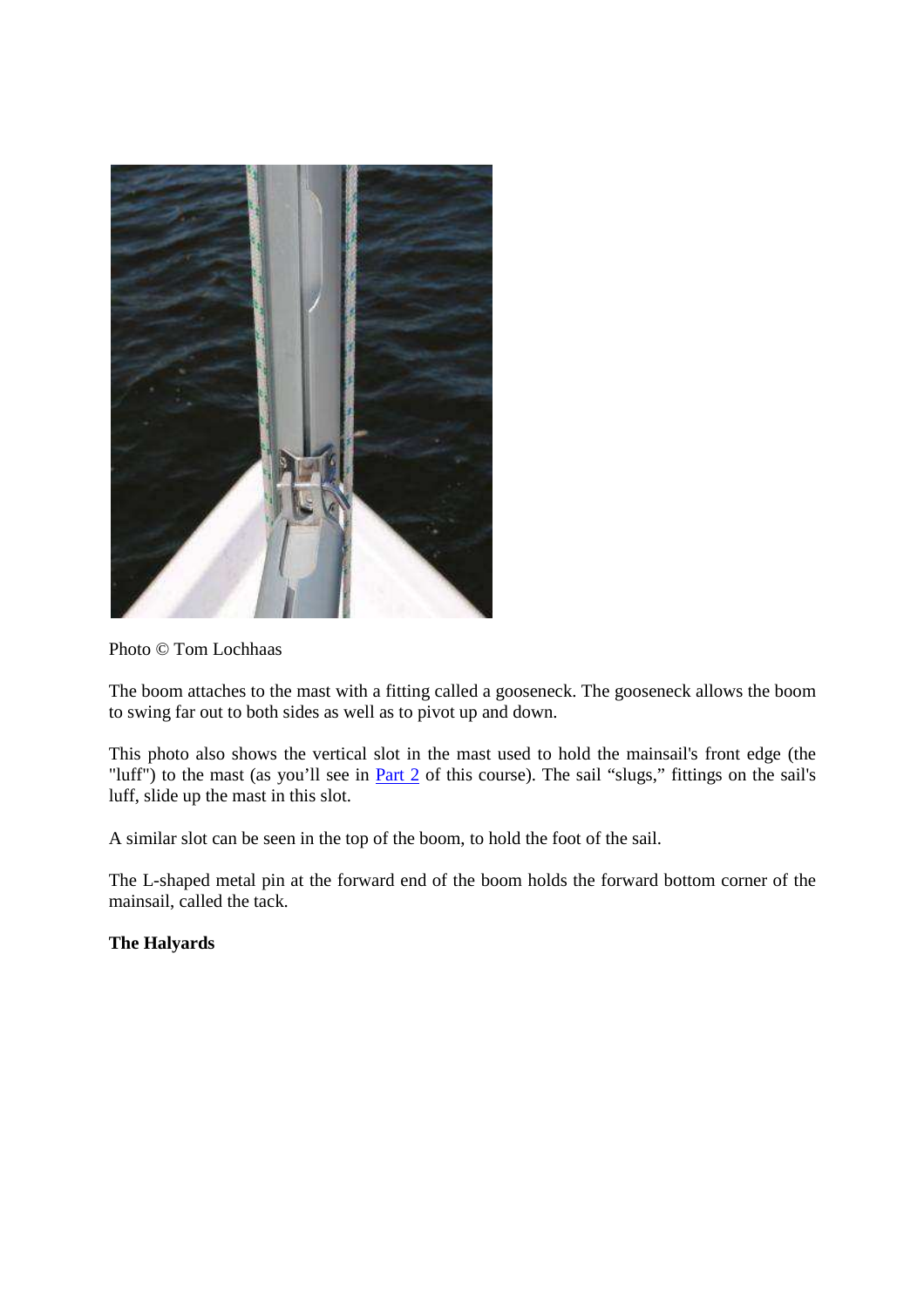Photo © Tom Lochhaas

The boom attaches to the mast with a fitting called a gooseneck. The gooseneck allows the boom to swing far out to both sides as well as to pivot up and down.

This photo also shows the vertical slot in the mast used to hold the mainsail's front edge (the "luff") to the mast (as you'll see in [Part 2]() of this course). The sail "slugs," fittings on the sail's luff, slide up the mast in this slot.

A similar slot can be seen in the top of the boom, to hold the foot of the sail.

The L-shaped metal pin at the forward end of the boom holds the forward bottom corner of the mainsail, called the tack.

**The Halyards**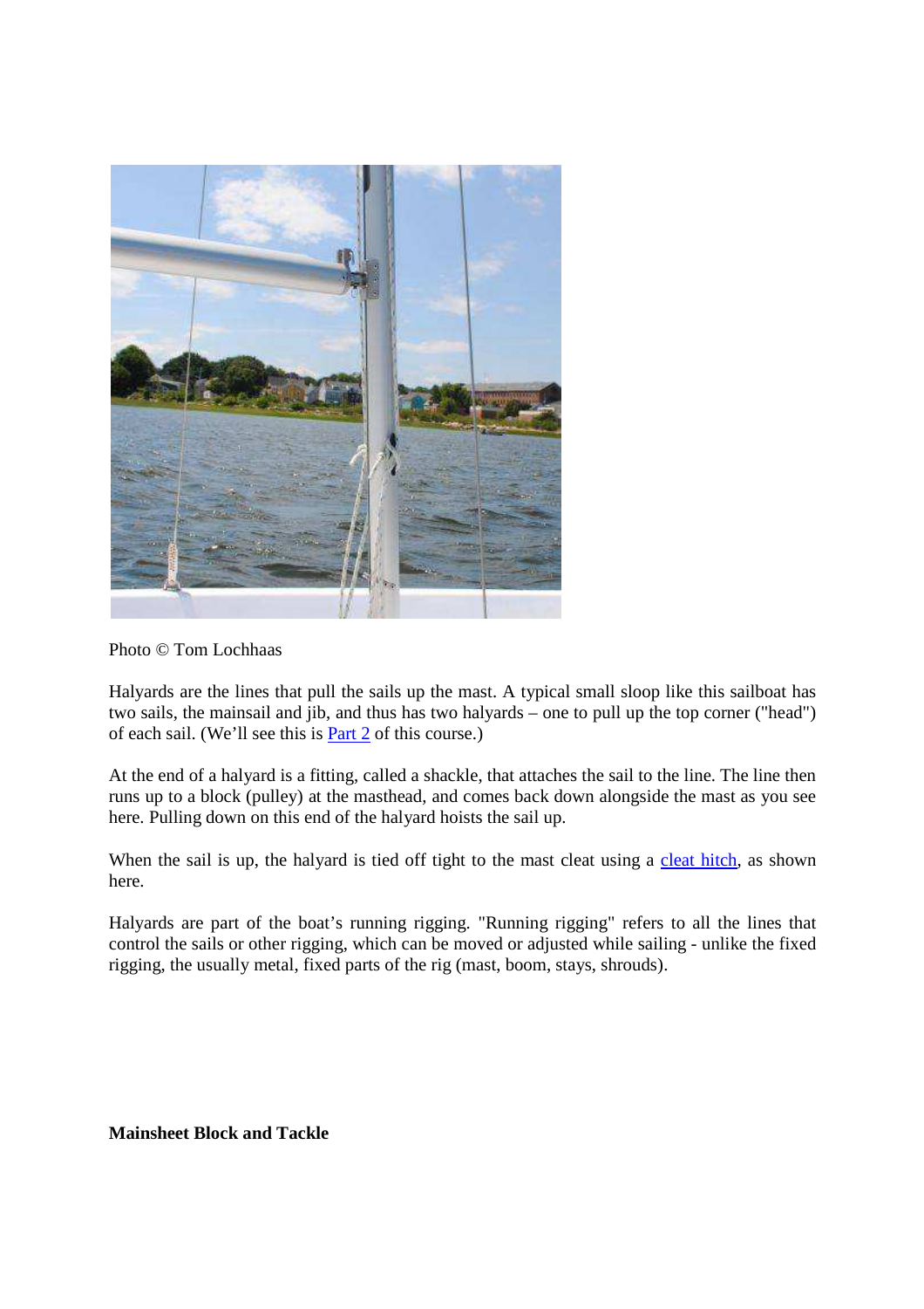Photo © Tom Lochhaas

Halyards are the lines that pull the sails up the mast. A typical small sloop like this sailboat has two sails, the mainsail and jib, and thus has two halyards – one to pull up the top corner ("head") of each sail. (We'll see this is Part 2 of this course.)

At the end of a halyard is a fitting, called a shackle, that attaches the sail to the line. The line then runs up to a block (pulley) at the masthead, and comes back down alongside the mast as you see here. Pulling down on this end of the halyard hoists the sail up.

When the sail is up, the halyard is tied off tight to the mast cleat using a cleat hitch, as shown here.

Halyards are part of the boat's running rigging. "Running rigging" refers to all the lines that control the sails or other rigging, which can be moved or adjusted while sailing - unlike the fixed rigging, the usually metal, fixed parts of the rig (mast, boom, stays, shrouds).

**Mainsheet Block and Tackle**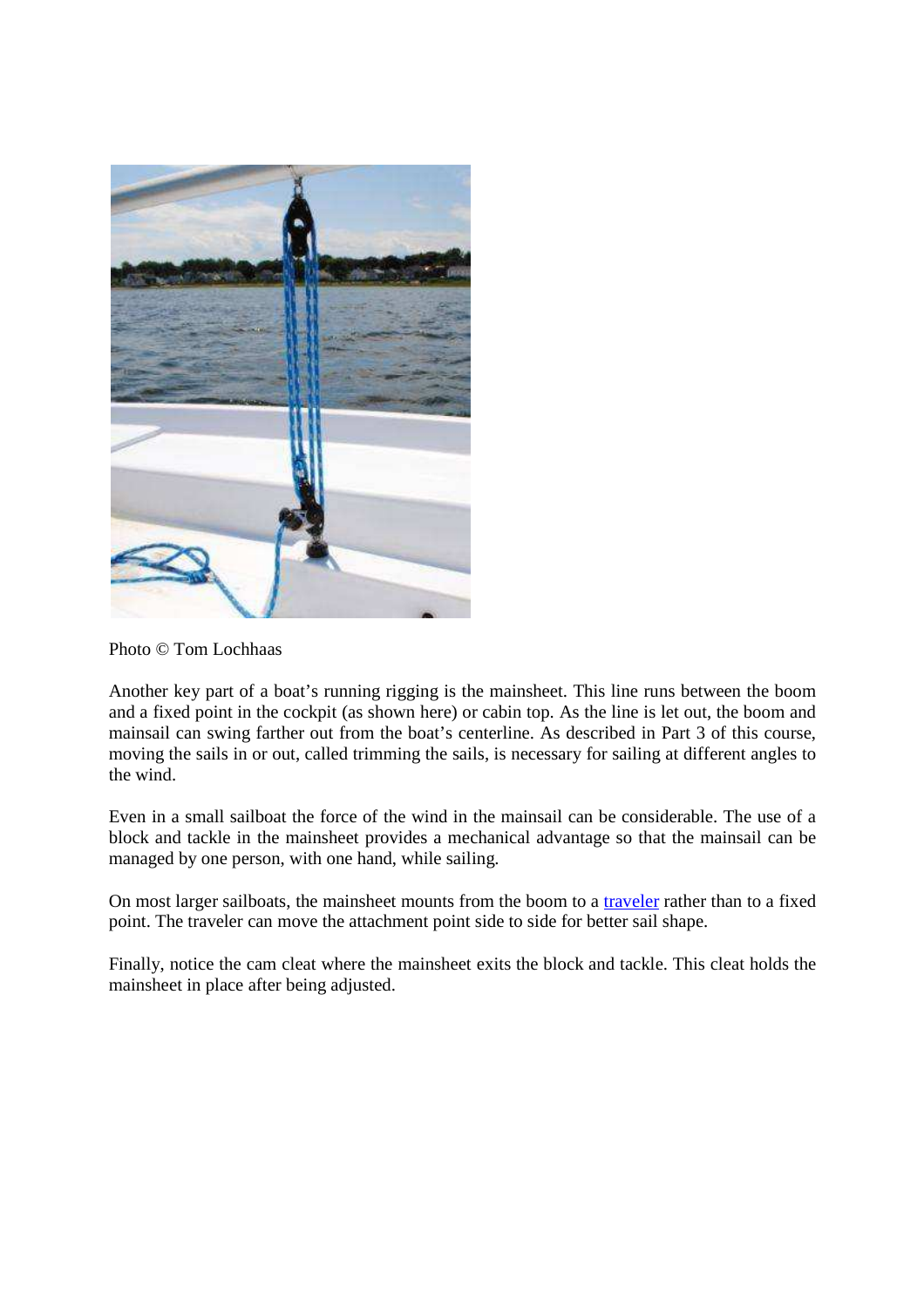Photo © Tom Lochhaas

Another key part of a boat's running rigging is the mainsheet. This line runs between the boom and a fixed point in the cockpit (as shown here) or cabin top. As the line is let out, the boom and mainsail can swing farther out from the boat's centerline. As described in Part 3 of this course, moving the sails in or out, called trimming the sails, is necessary for sailing at different angles to the wind.

Even in a small sailboat the force of the wind in the mainsail can be considerable. The use of a block and tackle in the mainsheet provides a mechanical advantage so that the mainsail can be managed by one person, with one hand, while sailing.

On most larger sailboats, the mainsheet mounts from the boom to a traveler rather than to a fixed point. The traveler can move the attachment point side to side for better sail shape.

Finally, notice the cam cleat where the mainsheet exits the block and tackle. This cleat holds the mainsheet in place after being adjusted.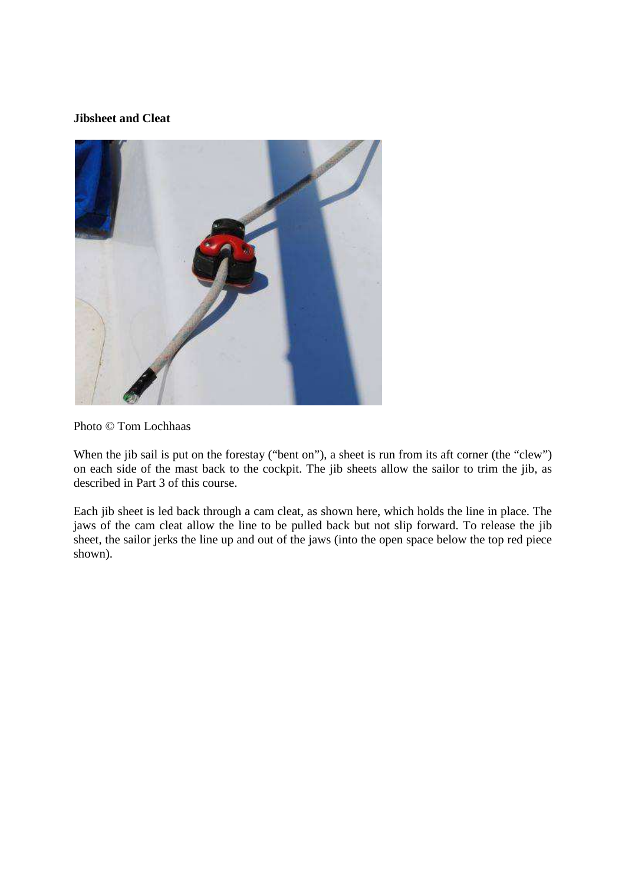**Jibsheet and Cleat**

Photo © Tom Lochhaas

When the jib sail is put on the forestay ("bent on"), a sheet is run from its aft corner (the "clew") on each side of the mast back to the cockpit. The jib sheets allow the sailor to trim the jib, as described in Part 3 of this course.

Each jib sheet is led back through a cam cleat, as shown here, which holds the line in place. The jaws of the cam cleat allow the line to be pulled back but not slip forward. To release the jib sheet, the sailor jerks the line up and out of the jaws (into the open space below the top red piece shown).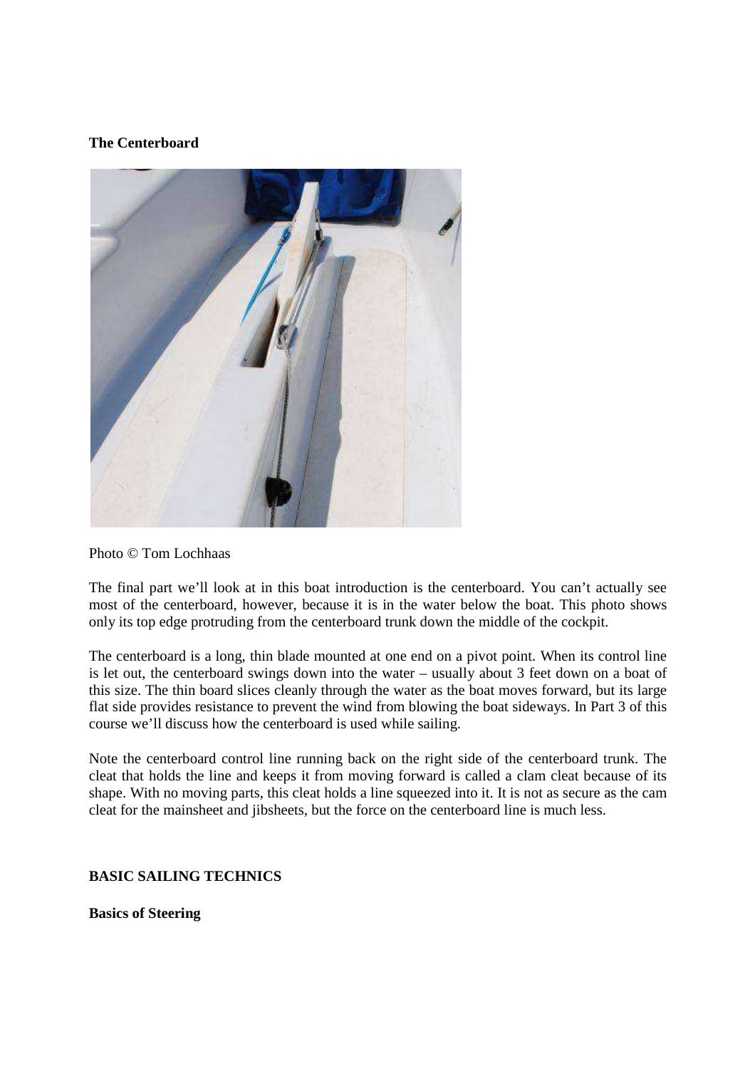**The Centerboard**

Photo © Tom Lochhaas

The final part we'll look at in this boat introduction is the centerboard. You can't actually see most of the centerboard, however, because it is in the water below the boat. This photo shows only its top edge protruding from the centerboard trunk down the middle of the cockpit.

The centerboard is a long, thin blade mounted at one end on a pivot point. When its control line is let out, the centerboard swings down into the water – usually about 3 feet down on a boat of this size. The thin board slices cleanly through the water as the boat moves forward, but its large flat side provides resistance to prevent the wind from blowing the boat sideways. In Part 3 of this course we'll discuss how the centerboard is used while sailing.

Note the centerboard control line running back on the right side of the centerboard trunk. The cleat that holds the line and keeps it from moving forward is called a clam cleat because of its shape. With no moving parts, this cleat holds a line squeezed into it. It is not as secure as the cam cleat for the mainsheet and jibsheets, but the force on the centerboard line is much less.

**BASIC SAILING TECHNICS**

**Basics of Steering**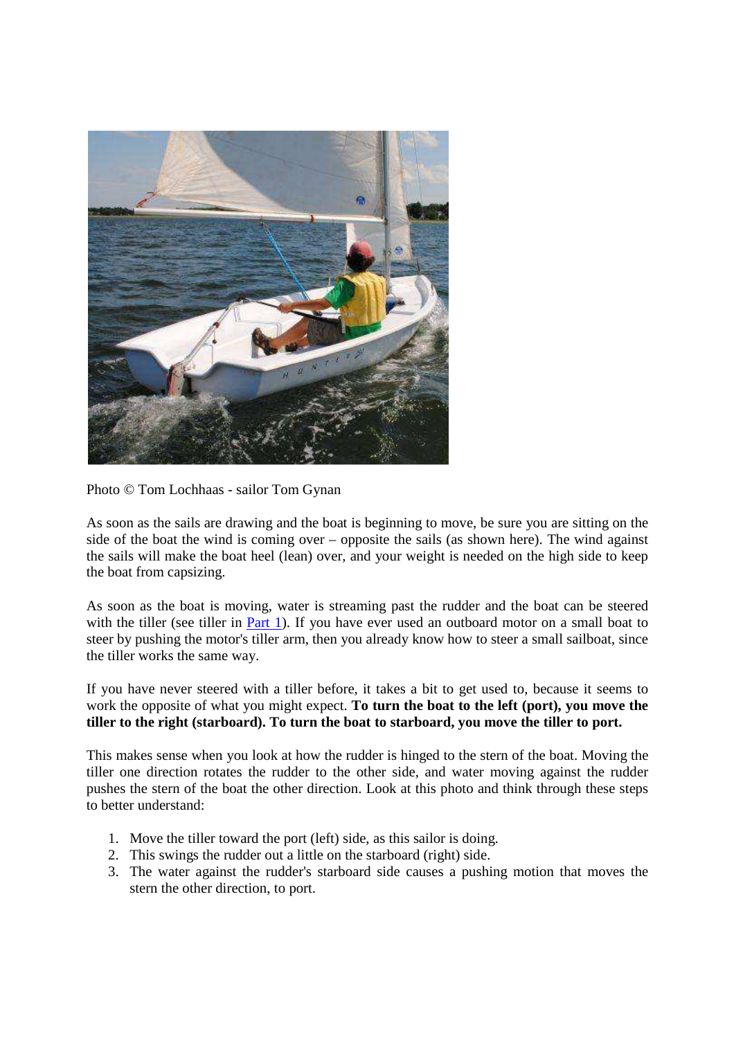Photo © Tom Lochhaas - sailor Tom Gynan

As soon as the sails are drawing and the boat is beginning to move, be sure you are sitting on the side of the boat the wind is coming over – opposite the sails (as shown here). The wind against the sails will make the boat heel (lean) over, and your weight is needed on the high side to keep the boat from capsizing.

As soon as the boat is moving, water is streaming past the rudder and the boat can be steered with the tiller (see tiller in [Part 1](#)). If you have ever used an outboard motor on a small boat to steer by pushing the motor's tiller arm, then you already know how to steer a small sailboat, since the tiller works the same way.

If you have never steered with a tiller before, it takes a bit to get used to, because it seems to work the opposite of what you might expect. **To turn the boat to the left (port), you move the tiller to the right (starboard). To turn the boat to starboard, you move the tiller to port.**

This makes sense when you look at how the rudder is hinged to the stern of the boat. Moving the tiller one direction rotates the rudder to the other side, and water moving against the rudder pushes the stern of the boat the other direction. Look at this photo and think through these steps to better understand:

1. Move the tiller toward the port (left) side, as this sailor is doing.
2. This swings the rudder out a little on the starboard (right) side.
3. The water against the rudder's starboard side causes a pushing motion that moves the stern the other direction, to port.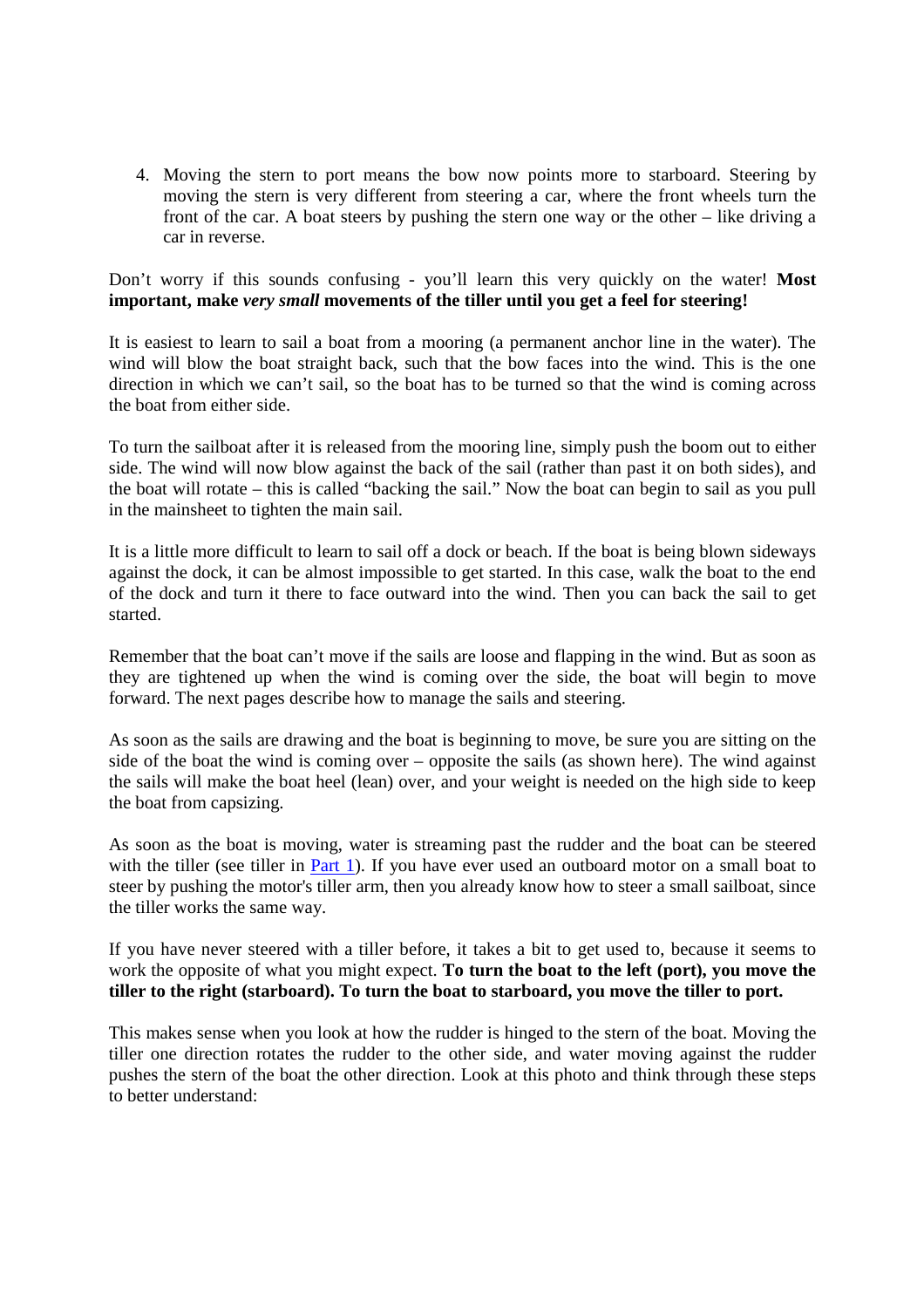4. Moving the stern to port means the bow now points more to starboard. Steering by moving the stern is very different from steering a car, where the front wheels turn the front of the car. A boat steers by pushing the stern one way or the other – like driving a car in reverse.

Don't worry if this sounds confusing - you'll learn this very quickly on the water! **Most important, make *very small* movements of the tiller until you get a feel for steering!**

It is easiest to learn to sail a boat from a mooring (a permanent anchor line in the water). The wind will blow the boat straight back, such that the bow faces into the wind. This is the one direction in which we can't sail, so the boat has to be turned so that the wind is coming across the boat from either side.

To turn the sailboat after it is released from the mooring line, simply push the boom out to either side. The wind will now blow against the back of the sail (rather than past it on both sides), and the boat will rotate – this is called "backing the sail." Now the boat can begin to sail as you pull in the mainsheet to tighten the main sail.

It is a little more difficult to learn to sail off a dock or beach. If the boat is being blown sideways against the dock, it can be almost impossible to get started. In this case, walk the boat to the end of the dock and turn it there to face outward into the wind. Then you can back the sail to get started.

Remember that the boat can't move if the sails are loose and flapping in the wind. But as soon as they are tightened up when the wind is coming over the side, the boat will begin to move forward. The next pages describe how to manage the sails and steering.

As soon as the sails are drawing and the boat is beginning to move, be sure you are sitting on the side of the boat the wind is coming over – opposite the sails (as shown here). The wind against the sails will make the boat heel (lean) over, and your weight is needed on the high side to keep the boat from capsizing.

As soon as the boat is moving, water is streaming past the rudder and the boat can be steered with the tiller (see tiller in Part 1). If you have ever used an outboard motor on a small boat to steer by pushing the motor's tiller arm, then you already know how to steer a small sailboat, since the tiller works the same way.

If you have never steered with a tiller before, it takes a bit to get used to, because it seems to work the opposite of what you might expect. **To turn the boat to the left (port), you move the tiller to the right (starboard). To turn the boat to starboard, you move the tiller to port.**

This makes sense when you look at how the rudder is hinged to the stern of the boat. Moving the tiller one direction rotates the rudder to the other side, and water moving against the rudder pushes the stern of the boat the other direction. Look at this photo and think through these steps to better understand: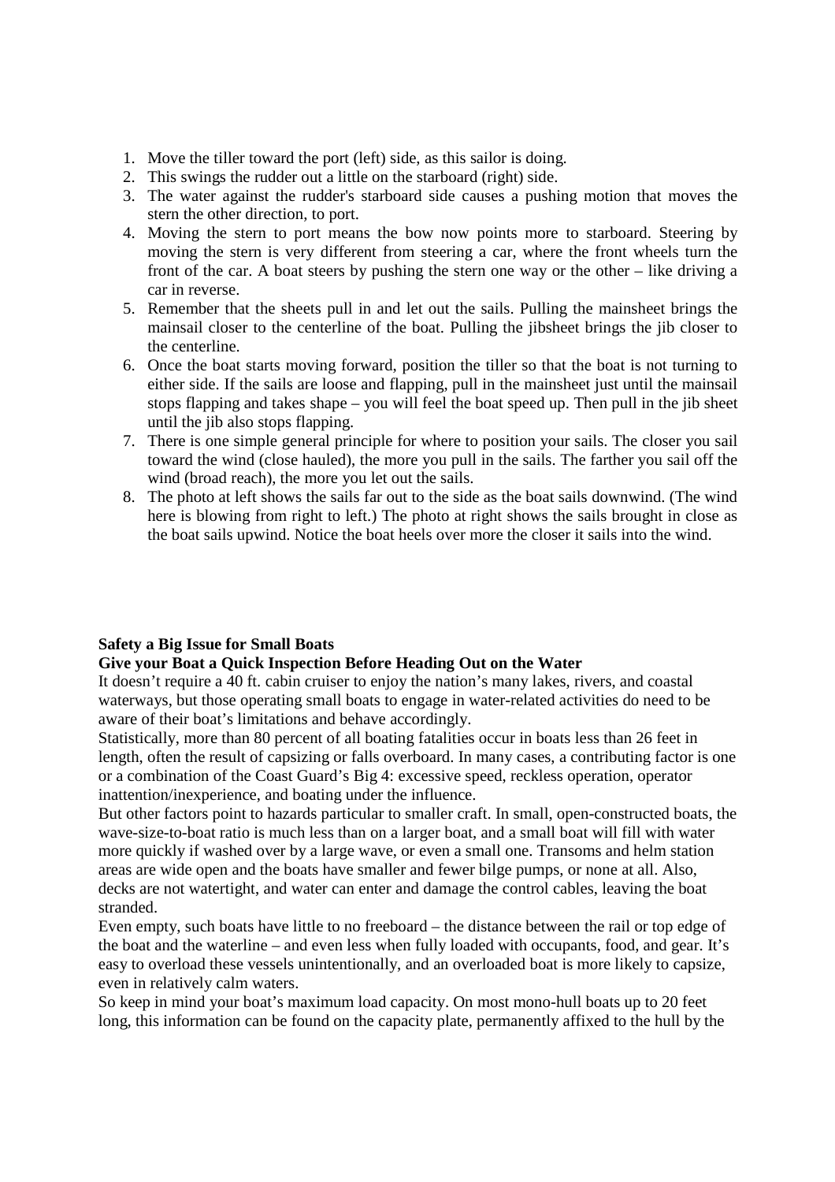1. Move the tiller toward the port (left) side, as this sailor is doing.
2. This swings the rudder out a little on the starboard (right) side.
3. The water against the rudder's starboard side causes a pushing motion that moves the stern the other direction, to port.
4. Moving the stern to port means the bow now points more to starboard. Steering by moving the stern is very different from steering a car, where the front wheels turn the front of the car. A boat steers by pushing the stern one way or the other – like driving a car in reverse.
5. Remember that the sheets pull in and let out the sails. Pulling the mainsheet brings the mainsail closer to the centerline of the boat. Pulling the jibsheet brings the jib closer to the centerline.
6. Once the boat starts moving forward, position the tiller so that the boat is not turning to either side. If the sails are loose and flapping, pull in the mainsheet just until the mainsail stops flapping and takes shape – you will feel the boat speed up. Then pull in the jib sheet until the jib also stops flapping.
7. There is one simple general principle for where to position your sails. The closer you sail toward the wind (close hauled), the more you pull in the sails. The farther you sail off the wind (broad reach), the more you let out the sails.
8. The photo at left shows the sails far out to the side as the boat sails downwind. (The wind here is blowing from right to left.) The photo at right shows the sails brought in close as the boat sails upwind. Notice the boat heels over more the closer it sails into the wind.

**Safety a Big Issue for Small Boats**

**Give your Boat a Quick Inspection Before Heading Out on the Water**

It doesn't require a 40 ft. cabin cruiser to enjoy the nation's many lakes, rivers, and coastal waterways, but those operating small boats to engage in water-related activities do need to be aware of their boat's limitations and behave accordingly.

Statistically, more than 80 percent of all boating fatalities occur in boats less than 26 feet in length, often the result of capsizing or falls overboard. In many cases, a contributing factor is one or a combination of the Coast Guard's Big 4: excessive speed, reckless operation, operator inattention/inexperience, and boating under the influence.

But other factors point to hazards particular to smaller craft. In small, open-constructed boats, the wave-size-to-boat ratio is much less than on a larger boat, and a small boat will fill with water more quickly if washed over by a large wave, or even a small one. Transoms and helm station areas are wide open and the boats have smaller and fewer bilge pumps, or none at all. Also, decks are not watertight, and water can enter and damage the control cables, leaving the boat stranded.

Even empty, such boats have little to no freeboard – the distance between the rail or top edge of the boat and the waterline – and even less when fully loaded with occupants, food, and gear. It's easy to overload these vessels unintentionally, and an overloaded boat is more likely to capsize, even in relatively calm waters.

So keep in mind your boat's maximum load capacity. On most mono-hull boats up to 20 feet long, this information can be found on the capacity plate, permanently affixed to the hull by the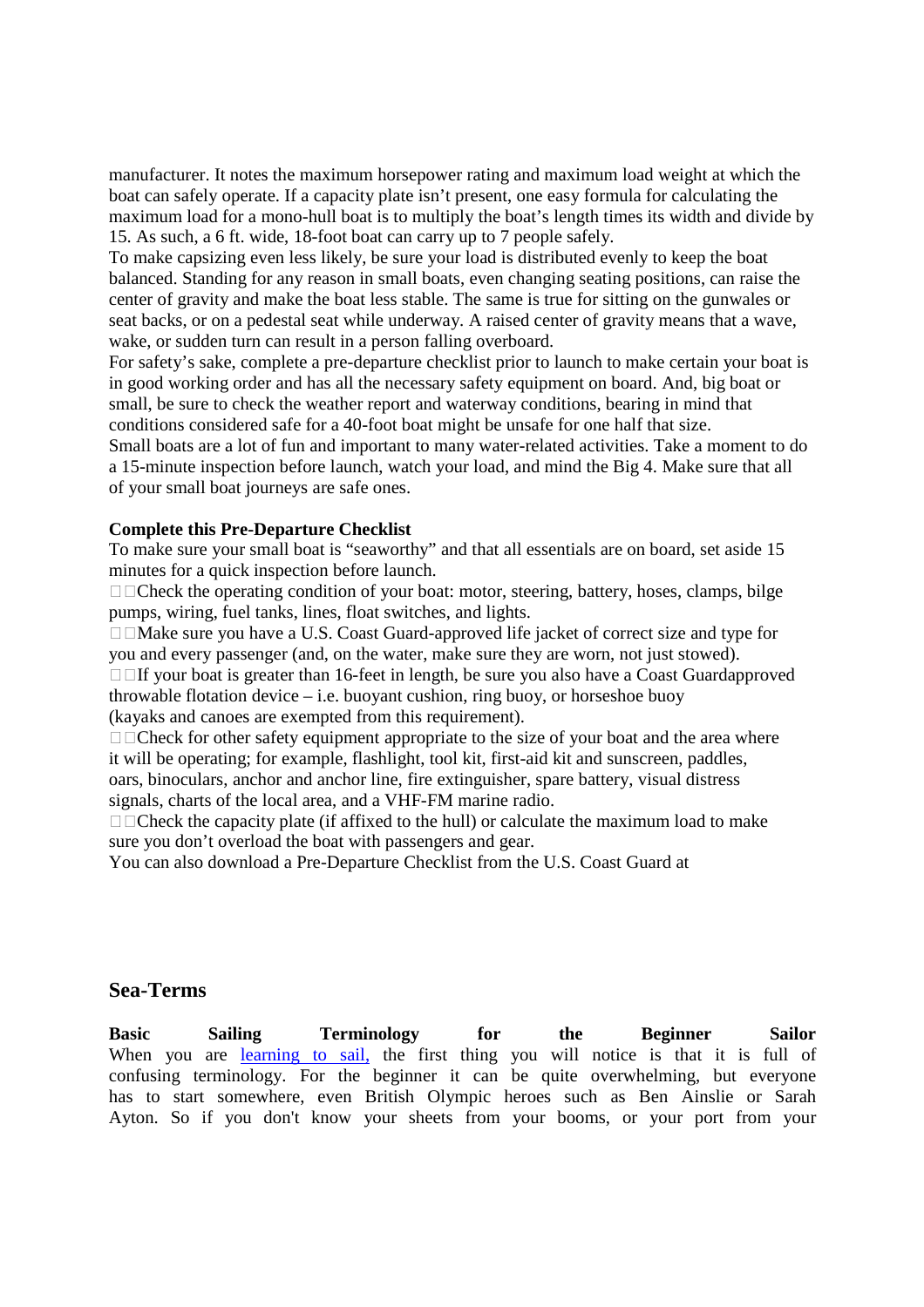manufacturer. It notes the maximum horsepower rating and maximum load weight at which the boat can safely operate. If a capacity plate isn't present, one easy formula for calculating the maximum load for a mono-hull boat is to multiply the boat's length times its width and divide by 15. As such, a 6 ft. wide, 18-foot boat can carry up to 7 people safely.

To make capsizing even less likely, be sure your load is distributed evenly to keep the boat balanced. Standing for any reason in small boats, even changing seating positions, can raise the center of gravity and make the boat less stable. The same is true for sitting on the gunwales or seat backs, or on a pedestal seat while underway. A raised center of gravity means that a wave, wake, or sudden turn can result in a person falling overboard.

For safety's sake, complete a pre-departure checklist prior to launch to make certain your boat is in good working order and has all the necessary safety equipment on board. And, big boat or small, be sure to check the weather report and waterway conditions, bearing in mind that conditions considered safe for a 40-foot boat might be unsafe for one half that size.

Small boats are a lot of fun and important to many water-related activities. Take a moment to do a 15-minute inspection before launch, watch your load, and mind the Big 4. Make sure that all of your small boat journeys are safe ones.

**Complete this Pre-Departure Checklist**

To make sure your small boat is "seaworthy" and that all essentials are on board, set aside 15 minutes for a quick inspection before launch.

- Check the operating condition of your boat: motor, steering, battery, hoses, clamps, bilge pumps, wiring, fuel tanks, lines, float switches, and lights.
- Make sure you have a U.S. Coast Guard-approved life jacket of correct size and type for you and every passenger (and, on the water, make sure they are worn, not just stowed).
- If your boat is greater than 16-feet in length, be sure you also have a Coast Guardapproved throwable flotation device – i.e. buoyant cushion, ring buoy, or horseshoe buoy (kayaks and canoes are exempted from this requirement).
- Check for other safety equipment appropriate to the size of your boat and the area where it will be operating; for example, flashlight, tool kit, first-aid kit and sunscreen, paddles, oars, binoculars, anchor and anchor line, fire extinguisher, spare battery, visual distress signals, charts of the local area, and a VHF-FM marine radio.
- Check the capacity plate (if affixed to the hull) or calculate the maximum load to make sure you don't overload the boat with passengers and gear.

You can also download a Pre-Departure Checklist from the U.S. Coast Guard at

## Sea-Terms

**Basic Sailing Terminology for the Beginner Sailor**

When you are learning to sail, the first thing you will notice is that it is full of confusing terminology. For the beginner it can be quite overwhelming, but everyone has to start somewhere, even British Olympic heroes such as Ben Ainslie or Sarah Ayton. So if you don't know your sheets from your booms, or your port from your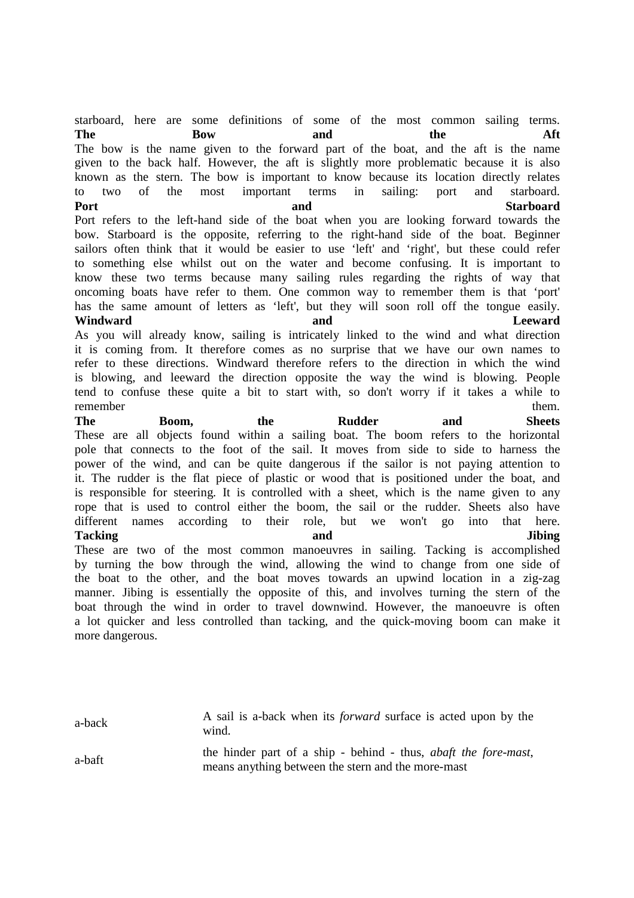starboard, here are some definitions of some of the most common sailing terms.

**The Bow and the Aft**

The bow is the name given to the forward part of the boat, and the aft is the name given to the back half. However, the aft is slightly more problematic because it is also known as the stern. The bow is important to know because its location directly relates to two of the most important terms in sailing: port and starboard.

**Port and Starboard**

Port refers to the left-hand side of the boat when you are looking forward towards the bow. Starboard is the opposite, referring to the right-hand side of the boat. Beginner sailors often think that it would be easier to use 'left' and 'right', but these could refer to something else whilst out on the water and become confusing. It is important to know these two terms because many sailing rules regarding the rights of way that oncoming boats have refer to them. One common way to remember them is that 'port' has the same amount of letters as 'left', but they will soon roll off the tongue easily.

**Windward and Leeward**

As you will already know, sailing is intricately linked to the wind and what direction it is coming from. It therefore comes as no surprise that we have our own names to refer to these directions. Windward therefore refers to the direction in which the wind is blowing, and leeward the direction opposite the way the wind is blowing. People tend to confuse these quite a bit to start with, so don't worry if it takes a while to remember them.

**The Boom, the Rudder and Sheets**

These are all objects found within a sailing boat. The boom refers to the horizontal pole that connects to the foot of the sail. It moves from side to side to harness the power of the wind, and can be quite dangerous if the sailor is not paying attention to it. The rudder is the flat piece of plastic or wood that is positioned under the boat, and is responsible for steering. It is controlled with a sheet, which is the name given to any rope that is used to control either the boom, the sail or the rudder. Sheets also have different names according to their role, but we won't go into that here.

**Tacking and Jibing**

These are two of the most common manoeuvres in sailing. Tacking is accomplished by turning the bow through the wind, allowing the wind to change from one side of the boat to the other, and the boat moves towards an upwind location in a zig-zag manner. Jibing is essentially the opposite of this, and involves turning the stern of the boat through the wind in order to travel downwind. However, the manoeuvre is often a lot quicker and less controlled than tacking, and the quick-moving boom can make it more dangerous.

| | |
|---|---|
| a-back | A sail is a-back when its *forward* surface is acted upon by the wind. |
| a-baft | the hinder part of a ship - behind - thus, *abaft the fore-mast*, means anything between the stern and the more-mast |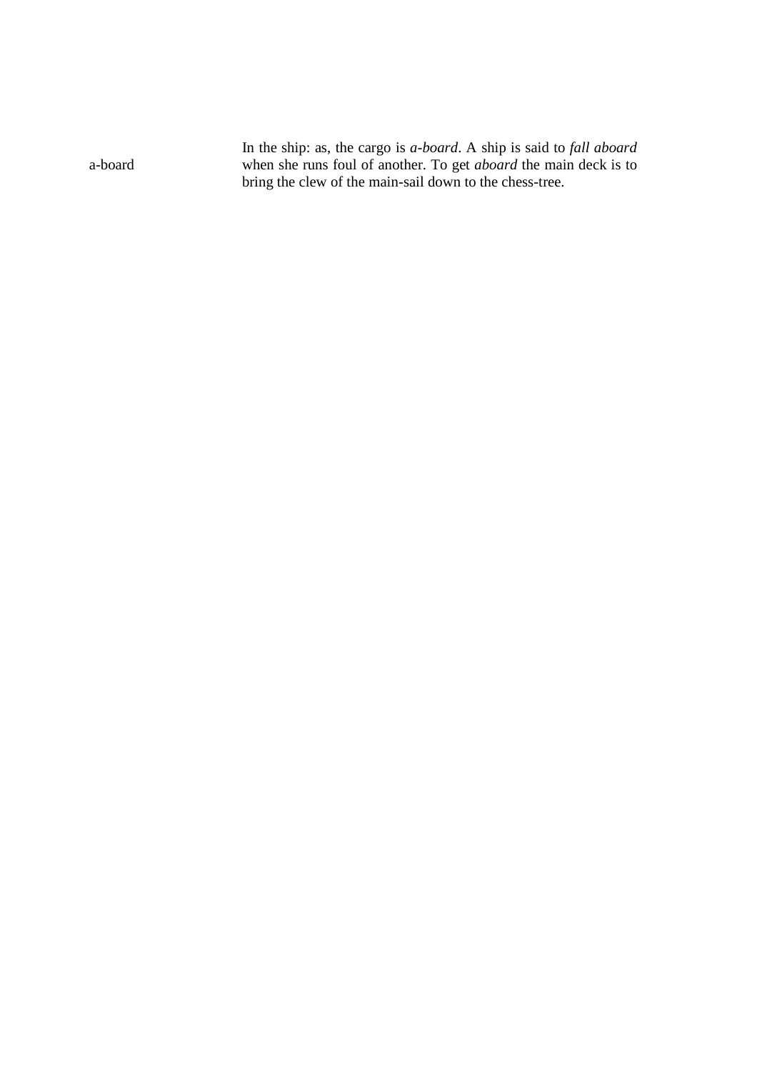| | |
|---|---|
| a-board | In the ship: as, the cargo is *a-board*. A ship is said to *fall aboard* when she runs foul of another. To get *aboard* the main deck is to bring the clew of the main-sail down to the chess-tree. |